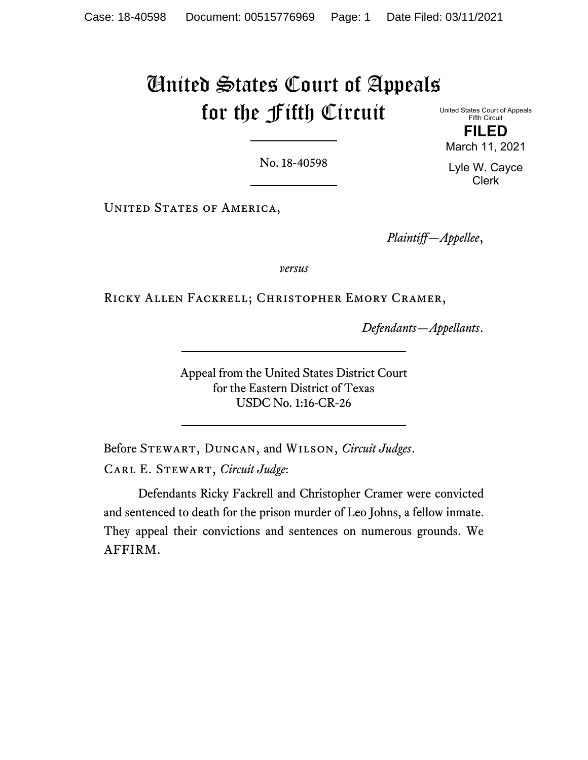# United States Court of Appeals for the Fifth Circuit

United States Court of Appeals
Fifth Circuit

**FILED**

March 11, 2021

Lyle W. Cayce
Clerk

---

No. 18-40598

---

United States of America,

*Plaintiff—Appellee*,

*versus*

Ricky Allen Fackrell; Christopher Emory Cramer,

*Defendants—Appellants*.

---

Appeal from the United States District Court
for the Eastern District of Texas
USDC No. 1:16-CR-26

---

Before Stewart, Duncan, and Wilson, *Circuit Judges*.

Carl E. Stewart, *Circuit Judge*:

Defendants Ricky Fackrell and Christopher Cramer were convicted and sentenced to death for the prison murder of Leo Johns, a fellow inmate. They appeal their convictions and sentences on numerous grounds. We AFFIRM.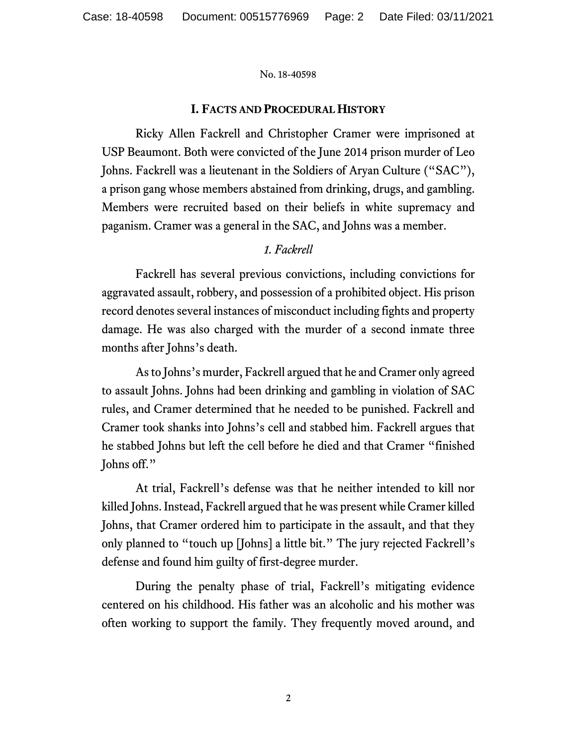## I. Facts and Procedural History

Ricky Allen Fackrell and Christopher Cramer were imprisoned at USP Beaumont. Both were convicted of the June 2014 prison murder of Leo Johns. Fackrell was a lieutenant in the Soldiers of Aryan Culture ("SAC"), a prison gang whose members abstained from drinking, drugs, and gambling. Members were recruited based on their beliefs in white supremacy and paganism. Cramer was a general in the SAC, and Johns was a member.

### *1. Fackrell*

Fackrell has several previous convictions, including convictions for aggravated assault, robbery, and possession of a prohibited object. His prison record denotes several instances of misconduct including fights and property damage. He was also charged with the murder of a second inmate three months after Johns's death.

As to Johns's murder, Fackrell argued that he and Cramer only agreed to assault Johns. Johns had been drinking and gambling in violation of SAC rules, and Cramer determined that he needed to be punished. Fackrell and Cramer took shanks into Johns's cell and stabbed him. Fackrell argues that he stabbed Johns but left the cell before he died and that Cramer "finished Johns off."

At trial, Fackrell's defense was that he neither intended to kill nor killed Johns. Instead, Fackrell argued that he was present while Cramer killed Johns, that Cramer ordered him to participate in the assault, and that they only planned to "touch up [Johns] a little bit." The jury rejected Fackrell's defense and found him guilty of first-degree murder.

During the penalty phase of trial, Fackrell's mitigating evidence centered on his childhood. His father was an alcoholic and his mother was often working to support the family. They frequently moved around, and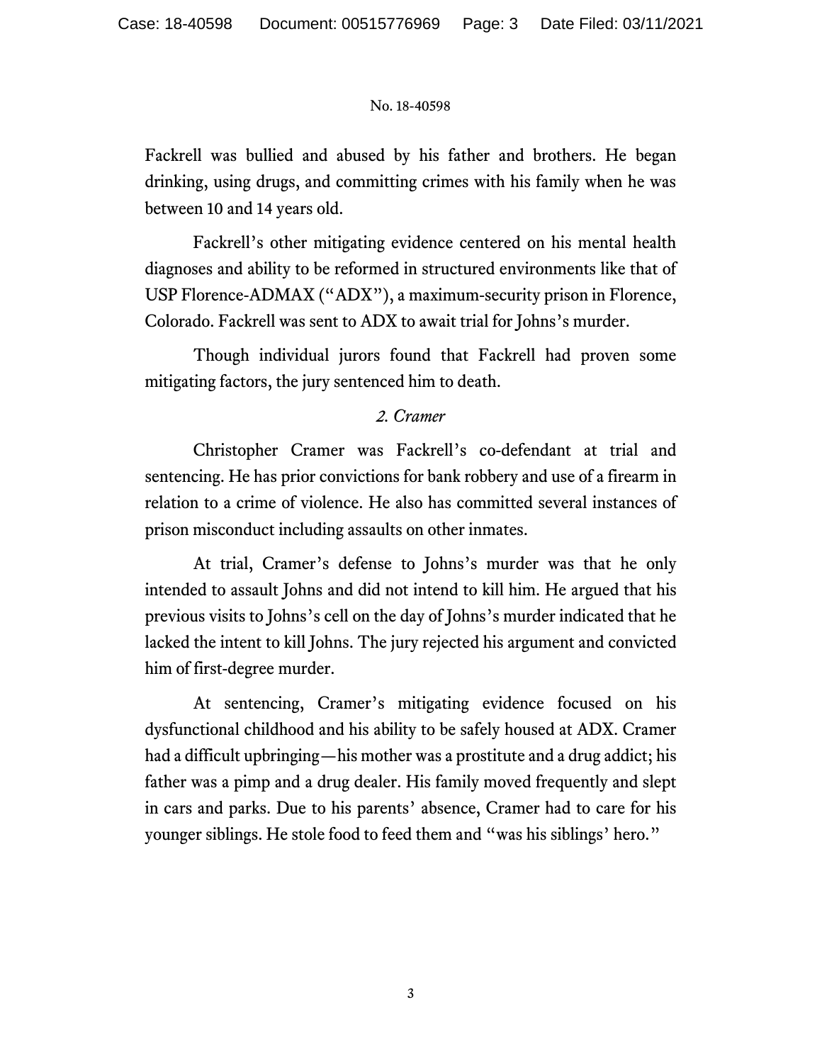Fackrell was bullied and abused by his father and brothers. He began drinking, using drugs, and committing crimes with his family when he was between 10 and 14 years old.

Fackrell's other mitigating evidence centered on his mental health diagnoses and ability to be reformed in structured environments like that of USP Florence-ADMAX ("ADX"), a maximum-security prison in Florence, Colorado. Fackrell was sent to ADX to await trial for Johns's murder.

Though individual jurors found that Fackrell had proven some mitigating factors, the jury sentenced him to death.

*2. Cramer*

Christopher Cramer was Fackrell's co-defendant at trial and sentencing. He has prior convictions for bank robbery and use of a firearm in relation to a crime of violence. He also has committed several instances of prison misconduct including assaults on other inmates.

At trial, Cramer's defense to Johns's murder was that he only intended to assault Johns and did not intend to kill him. He argued that his previous visits to Johns's cell on the day of Johns's murder indicated that he lacked the intent to kill Johns. The jury rejected his argument and convicted him of first-degree murder.

At sentencing, Cramer's mitigating evidence focused on his dysfunctional childhood and his ability to be safely housed at ADX. Cramer had a difficult upbringing—his mother was a prostitute and a drug addict; his father was a pimp and a drug dealer. His family moved frequently and slept in cars and parks. Due to his parents' absence, Cramer had to care for his younger siblings. He stole food to feed them and "was his siblings' hero."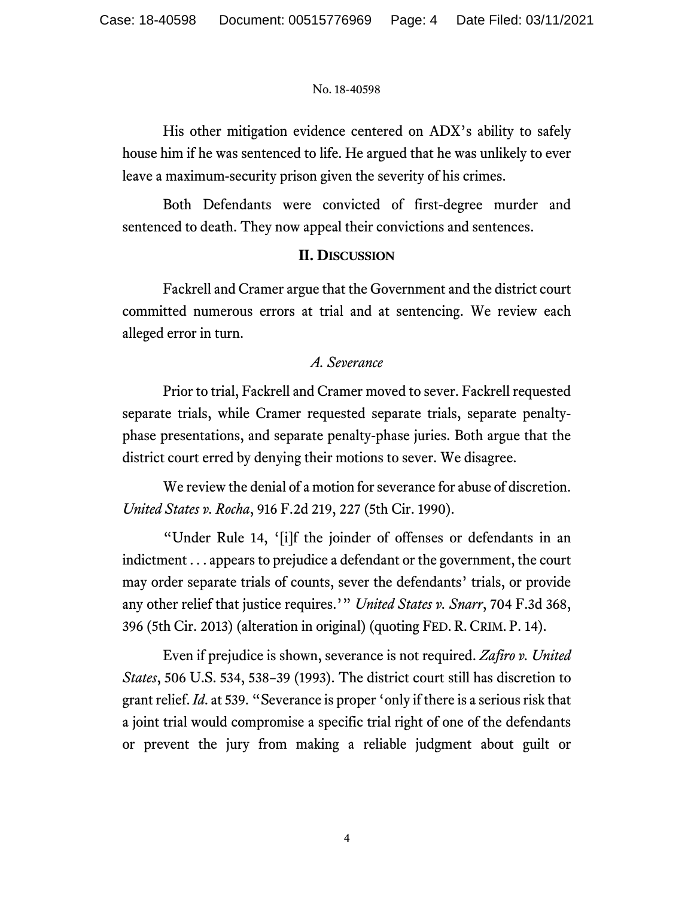His other mitigation evidence centered on ADX's ability to safely house him if he was sentenced to life. He argued that he was unlikely to ever leave a maximum-security prison given the severity of his crimes.

Both Defendants were convicted of first-degree murder and sentenced to death. They now appeal their convictions and sentences.

## II. Discussion

Fackrell and Cramer argue that the Government and the district court committed numerous errors at trial and at sentencing. We review each alleged error in turn.

### *A. Severance*

Prior to trial, Fackrell and Cramer moved to sever. Fackrell requested separate trials, while Cramer requested separate trials, separate penalty-phase presentations, and separate penalty-phase juries. Both argue that the district court erred by denying their motions to sever. We disagree.

We review the denial of a motion for severance for abuse of discretion. *United States v. Rocha*, 916 F.2d 219, 227 (5th Cir. 1990).

"Under Rule 14, '[i]f the joinder of offenses or defendants in an indictment . . . appears to prejudice a defendant or the government, the court may order separate trials of counts, sever the defendants' trials, or provide any other relief that justice requires.'" *United States v. Snarr*, 704 F.3d 368, 396 (5th Cir. 2013) (alteration in original) (quoting FED. R. CRIM. P. 14).

Even if prejudice is shown, severance is not required. *Zafiro v. United States*, 506 U.S. 534, 538–39 (1993). The district court still has discretion to grant relief. *Id.* at 539. "Severance is proper 'only if there is a serious risk that a joint trial would compromise a specific trial right of one of the defendants or prevent the jury from making a reliable judgment about guilt or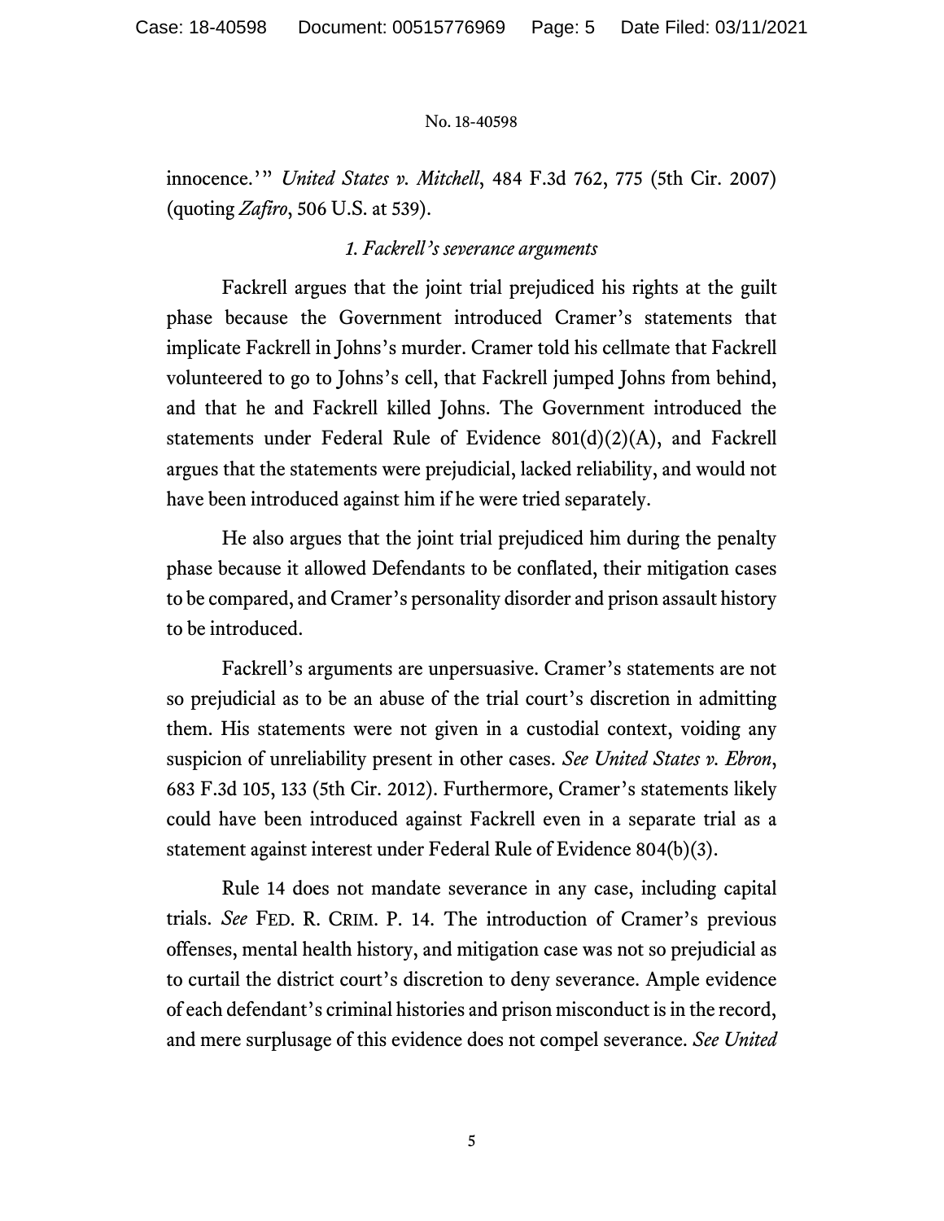innocence.'" *United States v. Mitchell*, 484 F.3d 762, 775 (5th Cir. 2007) (quoting *Zafiro*, 506 U.S. at 539).

*1. Fackrell's severance arguments*

Fackrell argues that the joint trial prejudiced his rights at the guilt phase because the Government introduced Cramer's statements that implicate Fackrell in Johns's murder. Cramer told his cellmate that Fackrell volunteered to go to Johns's cell, that Fackrell jumped Johns from behind, and that he and Fackrell killed Johns. The Government introduced the statements under Federal Rule of Evidence 801(d)(2)(A), and Fackrell argues that the statements were prejudicial, lacked reliability, and would not have been introduced against him if he were tried separately.

He also argues that the joint trial prejudiced him during the penalty phase because it allowed Defendants to be conflated, their mitigation cases to be compared, and Cramer's personality disorder and prison assault history to be introduced.

Fackrell's arguments are unpersuasive. Cramer's statements are not so prejudicial as to be an abuse of the trial court's discretion in admitting them. His statements were not given in a custodial context, voiding any suspicion of unreliability present in other cases. *See United States v. Ebron*, 683 F.3d 105, 133 (5th Cir. 2012). Furthermore, Cramer's statements likely could have been introduced against Fackrell even in a separate trial as a statement against interest under Federal Rule of Evidence 804(b)(3).

Rule 14 does not mandate severance in any case, including capital trials. *See* FED. R. CRIM. P. 14. The introduction of Cramer's previous offenses, mental health history, and mitigation case was not so prejudicial as to curtail the district court's discretion to deny severance. Ample evidence of each defendant's criminal histories and prison misconduct is in the record, and mere surplusage of this evidence does not compel severance. *See United*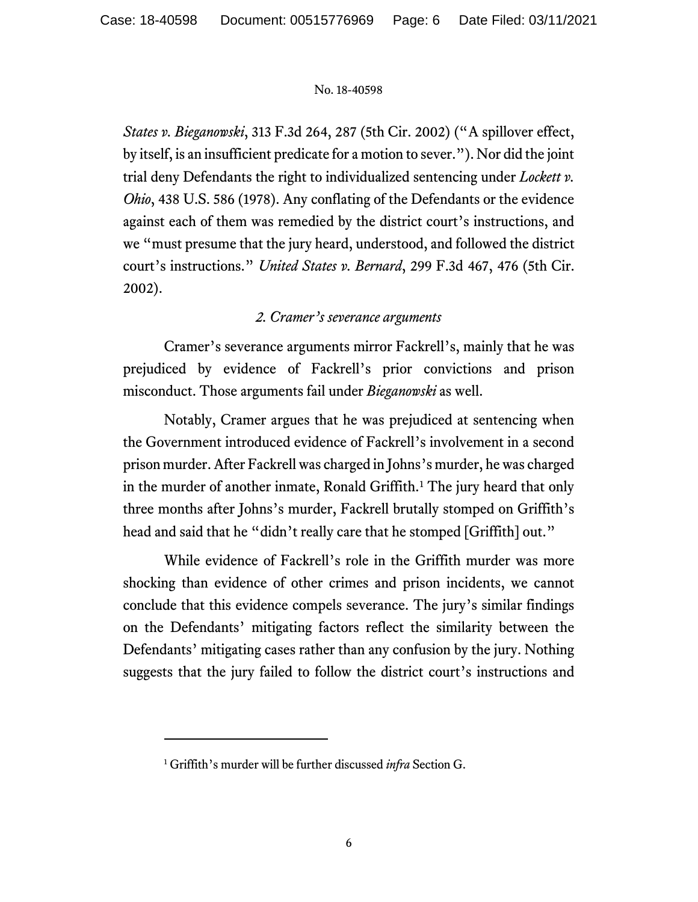*States v. Bieganowski*, 313 F.3d 264, 287 (5th Cir. 2002) ("A spillover effect, by itself, is an insufficient predicate for a motion to sever."). Nor did the joint trial deny Defendants the right to individualized sentencing under *Lockett v. Ohio*, 438 U.S. 586 (1978). Any conflating of the Defendants or the evidence against each of them was remedied by the district court's instructions, and we "must presume that the jury heard, understood, and followed the district court's instructions." *United States v. Bernard*, 299 F.3d 467, 476 (5th Cir. 2002).

### *2. Cramer's severance arguments*

Cramer's severance arguments mirror Fackrell's, mainly that he was prejudiced by evidence of Fackrell's prior convictions and prison misconduct. Those arguments fail under *Bieganowski* as well.

Notably, Cramer argues that he was prejudiced at sentencing when the Government introduced evidence of Fackrell's involvement in a second prison murder. After Fackrell was charged in Johns's murder, he was charged in the murder of another inmate, Ronald Griffith.[1] The jury heard that only three months after Johns's murder, Fackrell brutally stomped on Griffith's head and said that he "didn't really care that he stomped [Griffith] out."

While evidence of Fackrell's role in the Griffith murder was more shocking than evidence of other crimes and prison incidents, we cannot conclude that this evidence compels severance. The jury's similar findings on the Defendants' mitigating factors reflect the similarity between the Defendants' mitigating cases rather than any confusion by the jury. Nothing suggests that the jury failed to follow the district court's instructions and

---

[1] Griffith's murder will be further discussed *infra* Section G.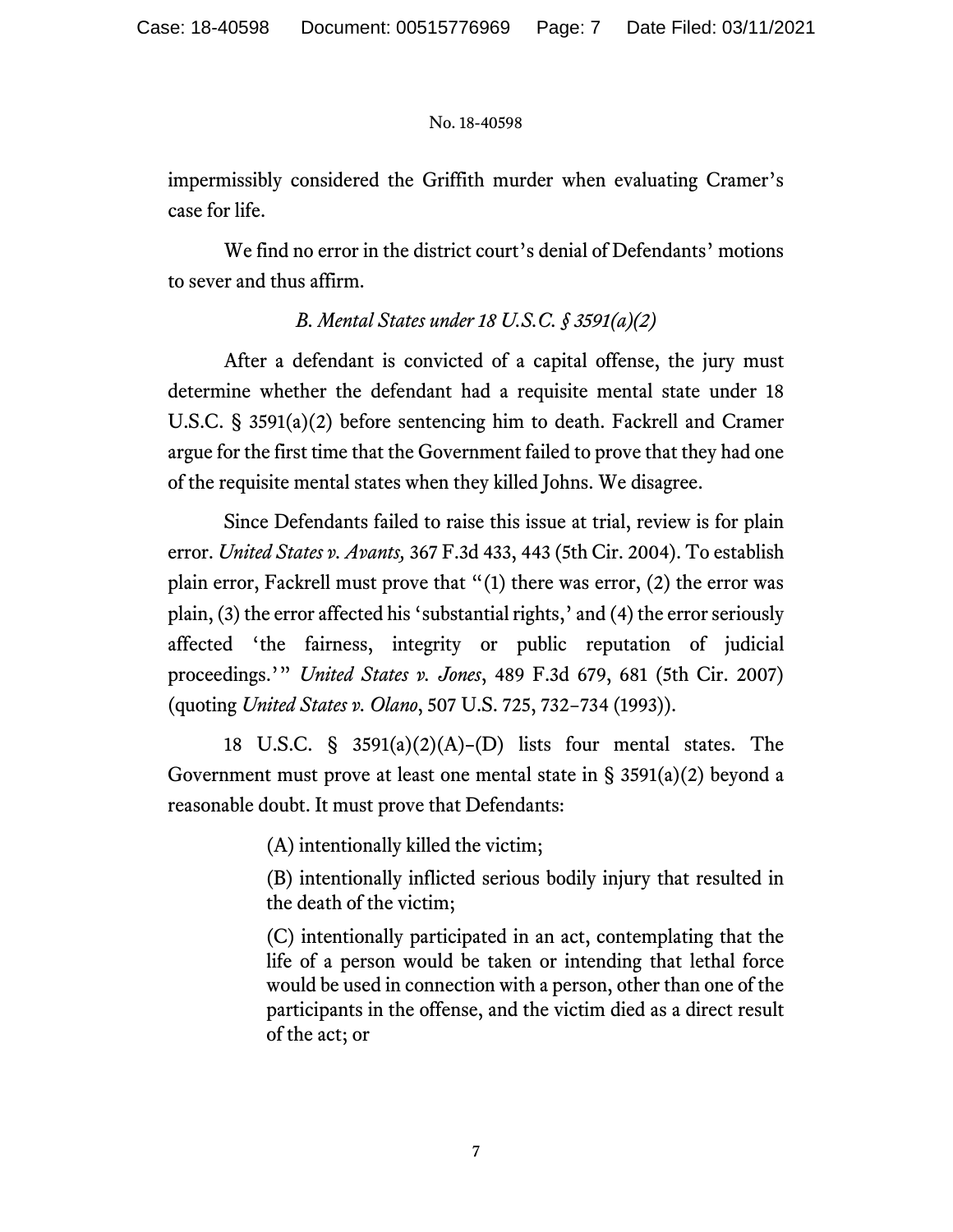impermissibly considered the Griffith murder when evaluating Cramer's case for life.

We find no error in the district court's denial of Defendants' motions to sever and thus affirm.

### *B. Mental States under 18 U.S.C. § 3591(a)(2)*

After a defendant is convicted of a capital offense, the jury must determine whether the defendant had a requisite mental state under 18 U.S.C. § 3591(a)(2) before sentencing him to death. Fackrell and Cramer argue for the first time that the Government failed to prove that they had one of the requisite mental states when they killed Johns. We disagree.

Since Defendants failed to raise this issue at trial, review is for plain error. *United States v. Avants,* 367 F.3d 433, 443 (5th Cir. 2004). To establish plain error, Fackrell must prove that "(1) there was error, (2) the error was plain, (3) the error affected his 'substantial rights,' and (4) the error seriously affected 'the fairness, integrity or public reputation of judicial proceedings.'" *United States v. Jones*, 489 F.3d 679, 681 (5th Cir. 2007) (quoting *United States v. Olano*, 507 U.S. 725, 732–734 (1993)).

18 U.S.C. § 3591(a)(2)(A)–(D) lists four mental states. The Government must prove at least one mental state in § 3591(a)(2) beyond a reasonable doubt. It must prove that Defendants:

> (A) intentionally killed the victim;
>
> (B) intentionally inflicted serious bodily injury that resulted in the death of the victim;
>
> (C) intentionally participated in an act, contemplating that the life of a person would be taken or intending that lethal force would be used in connection with a person, other than one of the participants in the offense, and the victim died as a direct result of the act; or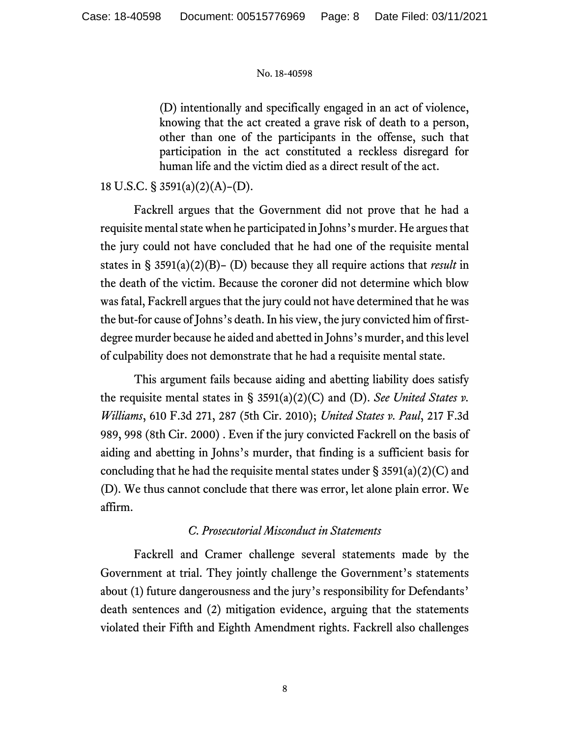> (D) intentionally and specifically engaged in an act of violence, knowing that the act created a grave risk of death to a person, other than one of the participants in the offense, such that participation in the act constituted a reckless disregard for human life and the victim died as a direct result of the act.

18 U.S.C. § 3591(a)(2)(A)–(D).

Fackrell argues that the Government did not prove that he had a requisite mental state when he participated in Johns's murder. He argues that the jury could not have concluded that he had one of the requisite mental states in § 3591(a)(2)(B)– (D) because they all require actions that *result* in the death of the victim. Because the coroner did not determine which blow was fatal, Fackrell argues that the jury could not have determined that he was the but-for cause of Johns's death. In his view, the jury convicted him of first-degree murder because he aided and abetted in Johns's murder, and this level of culpability does not demonstrate that he had a requisite mental state.

This argument fails because aiding and abetting liability does satisfy the requisite mental states in § 3591(a)(2)(C) and (D). *See United States v. Williams*, 610 F.3d 271, 287 (5th Cir. 2010); *United States v. Paul*, 217 F.3d 989, 998 (8th Cir. 2000) . Even if the jury convicted Fackrell on the basis of aiding and abetting in Johns's murder, that finding is a sufficient basis for concluding that he had the requisite mental states under § 3591(a)(2)(C) and (D). We thus cannot conclude that there was error, let alone plain error. We affirm.

### *C. Prosecutorial Misconduct in Statements*

Fackrell and Cramer challenge several statements made by the Government at trial. They jointly challenge the Government's statements about (1) future dangerousness and the jury's responsibility for Defendants' death sentences and (2) mitigation evidence, arguing that the statements violated their Fifth and Eighth Amendment rights. Fackrell also challenges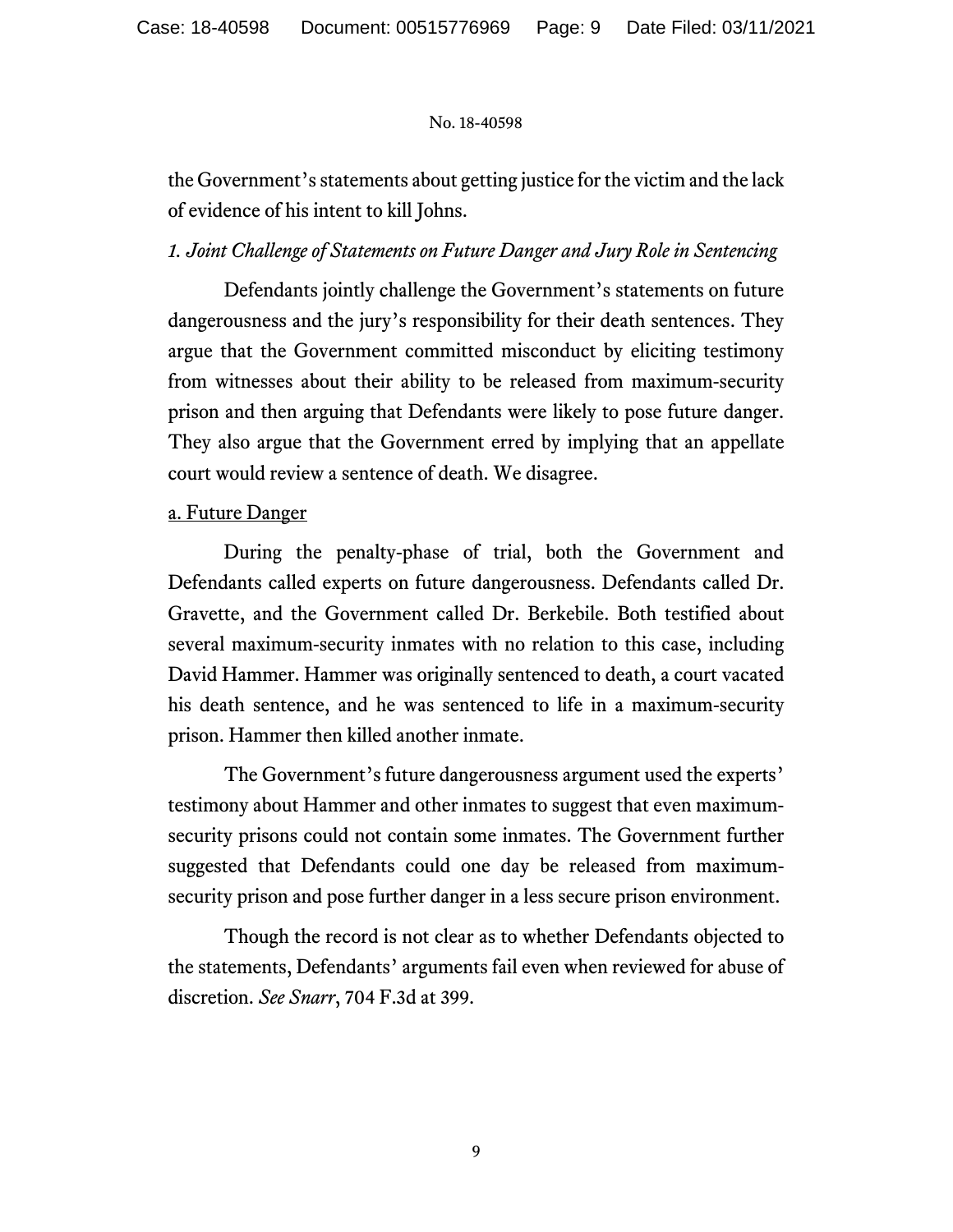the Government's statements about getting justice for the victim and the lack of evidence of his intent to kill Johns.

*1. Joint Challenge of Statements on Future Danger and Jury Role in Sentencing*

Defendants jointly challenge the Government's statements on future dangerousness and the jury's responsibility for their death sentences. They argue that the Government committed misconduct by eliciting testimony from witnesses about their ability to be released from maximum-security prison and then arguing that Defendants were likely to pose future danger. They also argue that the Government erred by implying that an appellate court would review a sentence of death. We disagree.

a. Future Danger

During the penalty-phase of trial, both the Government and Defendants called experts on future dangerousness. Defendants called Dr. Gravette, and the Government called Dr. Berkebile. Both testified about several maximum-security inmates with no relation to this case, including David Hammer. Hammer was originally sentenced to death, a court vacated his death sentence, and he was sentenced to life in a maximum-security prison. Hammer then killed another inmate.

The Government's future dangerousness argument used the experts' testimony about Hammer and other inmates to suggest that even maximum-security prisons could not contain some inmates. The Government further suggested that Defendants could one day be released from maximum-security prison and pose further danger in a less secure prison environment.

Though the record is not clear as to whether Defendants objected to the statements, Defendants' arguments fail even when reviewed for abuse of discretion. *See Snarr*, 704 F.3d at 399.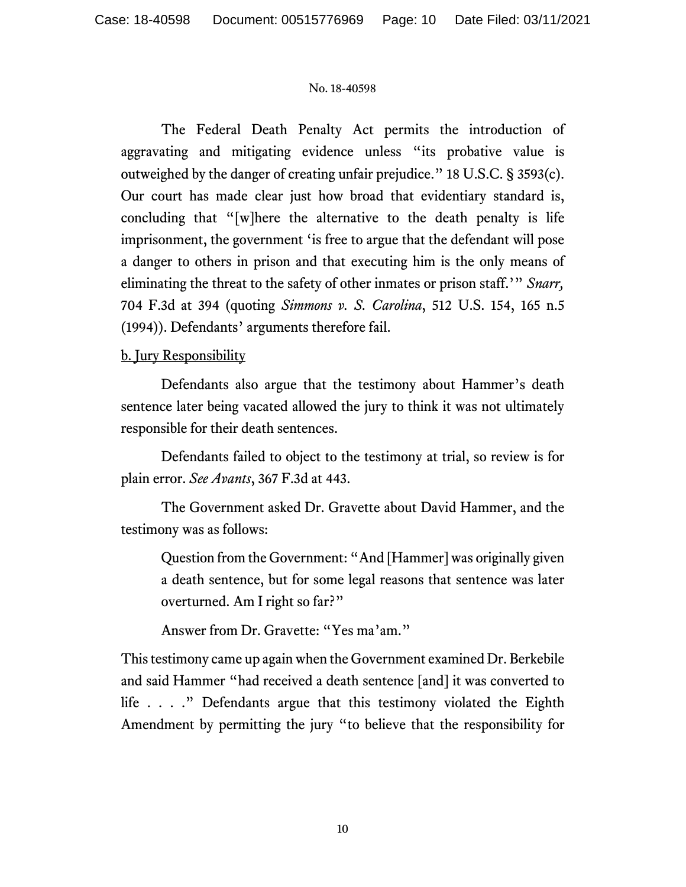The Federal Death Penalty Act permits the introduction of aggravating and mitigating evidence unless "its probative value is outweighed by the danger of creating unfair prejudice." 18 U.S.C. § 3593(c). Our court has made clear just how broad that evidentiary standard is, concluding that "[w]here the alternative to the death penalty is life imprisonment, the government 'is free to argue that the defendant will pose a danger to others in prison and that executing him is the only means of eliminating the threat to the safety of other inmates or prison staff.'" *Snarr,* 704 F.3d at 394 (quoting *Simmons v. S. Carolina*, 512 U.S. 154, 165 n.5 (1994)). Defendants' arguments therefore fail.

<u>b. Jury Responsibility</u>

Defendants also argue that the testimony about Hammer's death sentence later being vacated allowed the jury to think it was not ultimately responsible for their death sentences.

Defendants failed to object to the testimony at trial, so review is for plain error. *See Avants*, 367 F.3d at 443.

The Government asked Dr. Gravette about David Hammer, and the testimony was as follows:

> Question from the Government: "And [Hammer] was originally given a death sentence, but for some legal reasons that sentence was later overturned. Am I right so far?"
>
> Answer from Dr. Gravette: "Yes ma'am."

This testimony came up again when the Government examined Dr. Berkebile and said Hammer "had received a death sentence [and] it was converted to life . . . ." Defendants argue that this testimony violated the Eighth Amendment by permitting the jury "to believe that the responsibility for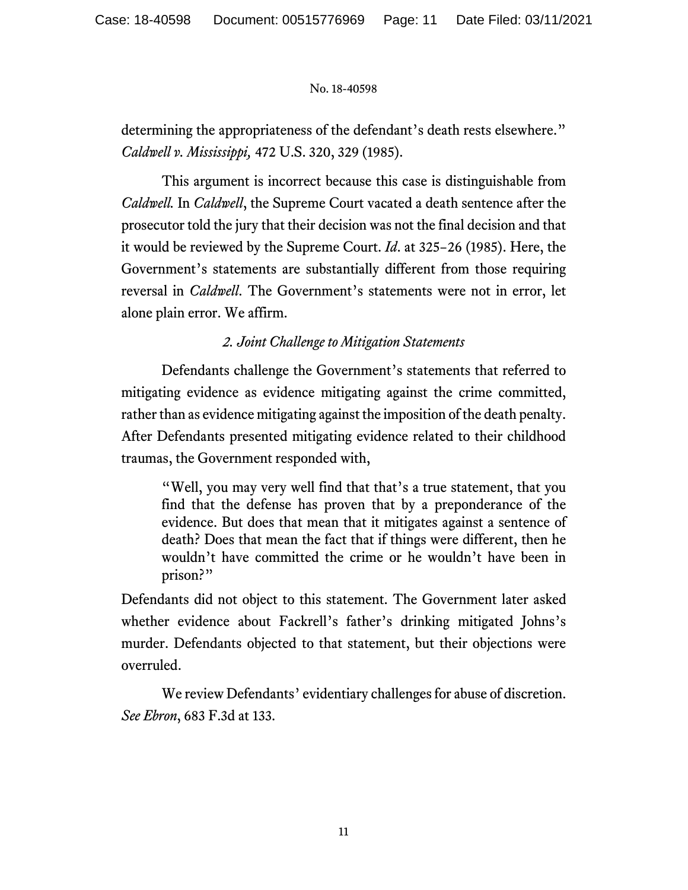determining the appropriateness of the defendant's death rests elsewhere." *Caldwell v. Mississippi,* 472 U.S. 320, 329 (1985).

This argument is incorrect because this case is distinguishable from *Caldwell.* In *Caldwell*, the Supreme Court vacated a death sentence after the prosecutor told the jury that their decision was not the final decision and that it would be reviewed by the Supreme Court. *Id*. at 325–26 (1985). Here, the Government's statements are substantially different from those requiring reversal in *Caldwell*. The Government's statements were not in error, let alone plain error. We affirm.

*2. Joint Challenge to Mitigation Statements*

Defendants challenge the Government's statements that referred to mitigating evidence as evidence mitigating against the crime committed, rather than as evidence mitigating against the imposition of the death penalty. After Defendants presented mitigating evidence related to their childhood traumas, the Government responded with,

> "Well, you may very well find that that's a true statement, that you find that the defense has proven that by a preponderance of the evidence. But does that mean that it mitigates against a sentence of death? Does that mean the fact that if things were different, then he wouldn't have committed the crime or he wouldn't have been in prison?"

Defendants did not object to this statement. The Government later asked whether evidence about Fackrell's father's drinking mitigated Johns's murder. Defendants objected to that statement, but their objections were overruled.

We review Defendants' evidentiary challenges for abuse of discretion. *See Ebron*, 683 F.3d at 133.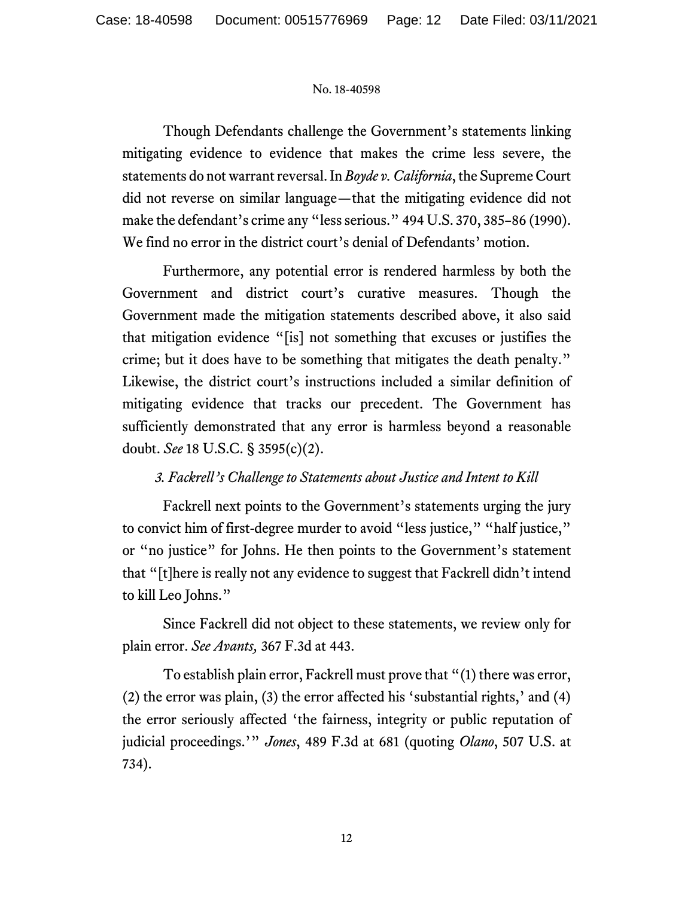Though Defendants challenge the Government's statements linking mitigating evidence to evidence that makes the crime less severe, the statements do not warrant reversal. In *Boyde v. California*, the Supreme Court did not reverse on similar language—that the mitigating evidence did not make the defendant's crime any "less serious." 494 U.S. 370, 385–86 (1990). We find no error in the district court's denial of Defendants' motion.

Furthermore, any potential error is rendered harmless by both the Government and district court's curative measures. Though the Government made the mitigation statements described above, it also said that mitigation evidence "[is] not something that excuses or justifies the crime; but it does have to be something that mitigates the death penalty." Likewise, the district court's instructions included a similar definition of mitigating evidence that tracks our precedent. The Government has sufficiently demonstrated that any error is harmless beyond a reasonable doubt. *See* 18 U.S.C. § 3595(c)(2).

*3. Fackrell's Challenge to Statements about Justice and Intent to Kill*

Fackrell next points to the Government's statements urging the jury to convict him of first-degree murder to avoid "less justice," "half justice," or "no justice" for Johns. He then points to the Government's statement that "[t]here is really not any evidence to suggest that Fackrell didn't intend to kill Leo Johns."

Since Fackrell did not object to these statements, we review only for plain error. *See Avants,* 367 F.3d at 443.

To establish plain error, Fackrell must prove that "(1) there was error, (2) the error was plain, (3) the error affected his 'substantial rights,' and (4) the error seriously affected 'the fairness, integrity or public reputation of judicial proceedings.'" *Jones*, 489 F.3d at 681 (quoting *Olano*, 507 U.S. at 734).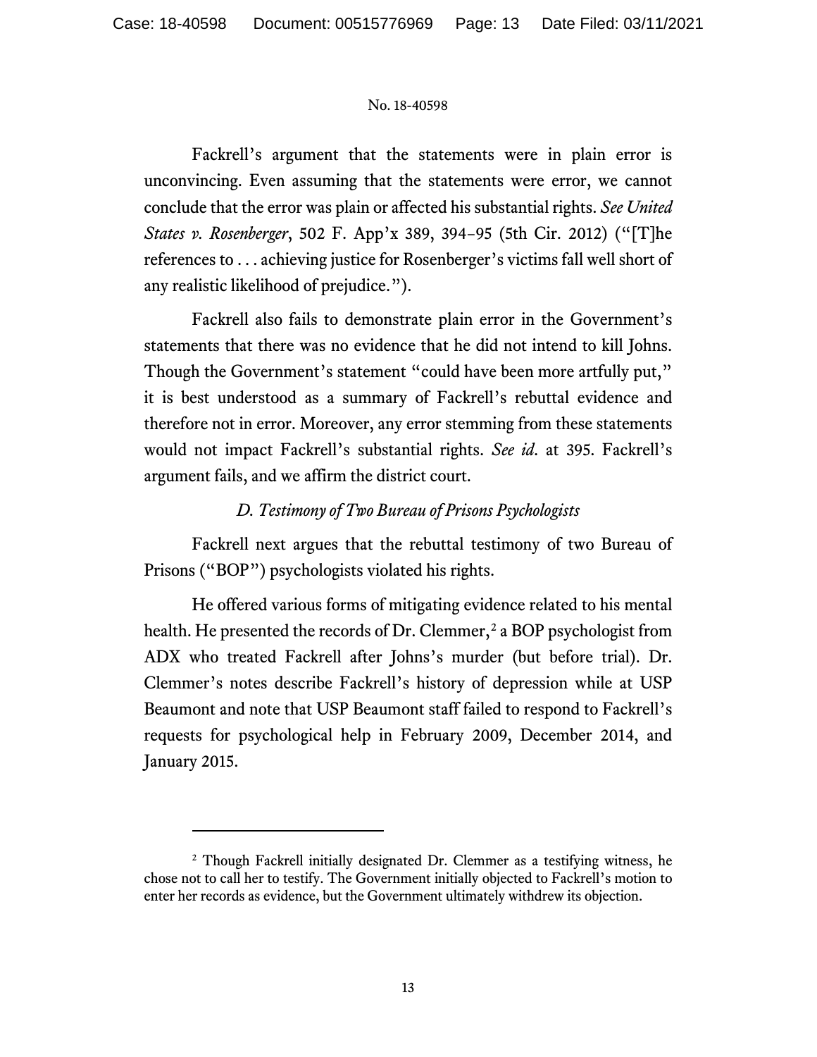Fackrell's argument that the statements were in plain error is unconvincing. Even assuming that the statements were error, we cannot conclude that the error was plain or affected his substantial rights. *See United States v. Rosenberger*, 502 F. App'x 389, 394–95 (5th Cir. 2012) ("[T]he references to . . . achieving justice for Rosenberger's victims fall well short of any realistic likelihood of prejudice.").

Fackrell also fails to demonstrate plain error in the Government's statements that there was no evidence that he did not intend to kill Johns. Though the Government's statement "could have been more artfully put," it is best understood as a summary of Fackrell's rebuttal evidence and therefore not in error. Moreover, any error stemming from these statements would not impact Fackrell's substantial rights. *See id.* at 395. Fackrell's argument fails, and we affirm the district court.

*D. Testimony of Two Bureau of Prisons Psychologists*

Fackrell next argues that the rebuttal testimony of two Bureau of Prisons ("BOP") psychologists violated his rights.

He offered various forms of mitigating evidence related to his mental health. He presented the records of Dr. Clemmer,[2] a BOP psychologist from ADX who treated Fackrell after Johns's murder (but before trial). Dr. Clemmer's notes describe Fackrell's history of depression while at USP Beaumont and note that USP Beaumont staff failed to respond to Fackrell's requests for psychological help in February 2009, December 2014, and January 2015.

---

[2] Though Fackrell initially designated Dr. Clemmer as a testifying witness, he chose not to call her to testify. The Government initially objected to Fackrell's motion to enter her records as evidence, but the Government ultimately withdrew its objection.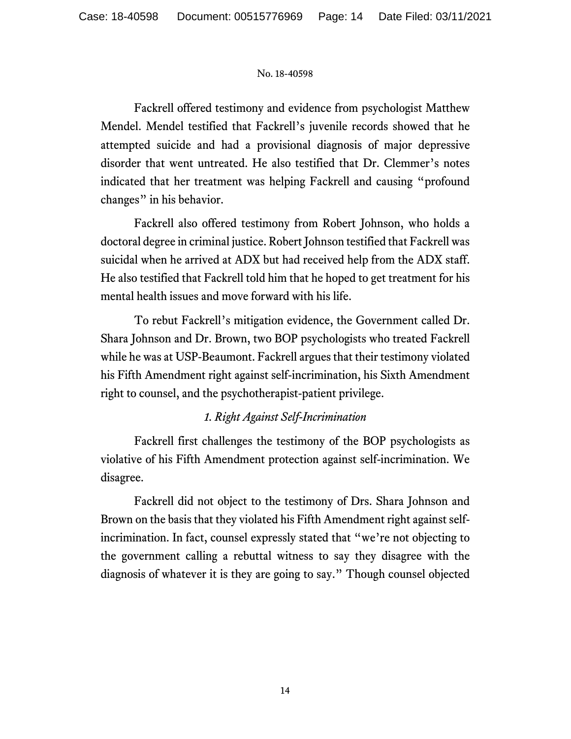Fackrell offered testimony and evidence from psychologist Matthew Mendel. Mendel testified that Fackrell's juvenile records showed that he attempted suicide and had a provisional diagnosis of major depressive disorder that went untreated. He also testified that Dr. Clemmer's notes indicated that her treatment was helping Fackrell and causing "profound changes" in his behavior.

Fackrell also offered testimony from Robert Johnson, who holds a doctoral degree in criminal justice. Robert Johnson testified that Fackrell was suicidal when he arrived at ADX but had received help from the ADX staff. He also testified that Fackrell told him that he hoped to get treatment for his mental health issues and move forward with his life.

To rebut Fackrell's mitigation evidence, the Government called Dr. Shara Johnson and Dr. Brown, two BOP psychologists who treated Fackrell while he was at USP-Beaumont. Fackrell argues that their testimony violated his Fifth Amendment right against self-incrimination, his Sixth Amendment right to counsel, and the psychotherapist-patient privilege.

*1. Right Against Self-Incrimination*

Fackrell first challenges the testimony of the BOP psychologists as violative of his Fifth Amendment protection against self-incrimination. We disagree.

Fackrell did not object to the testimony of Drs. Shara Johnson and Brown on the basis that they violated his Fifth Amendment right against self-incrimination. In fact, counsel expressly stated that "we're not objecting to the government calling a rebuttal witness to say they disagree with the diagnosis of whatever it is they are going to say." Though counsel objected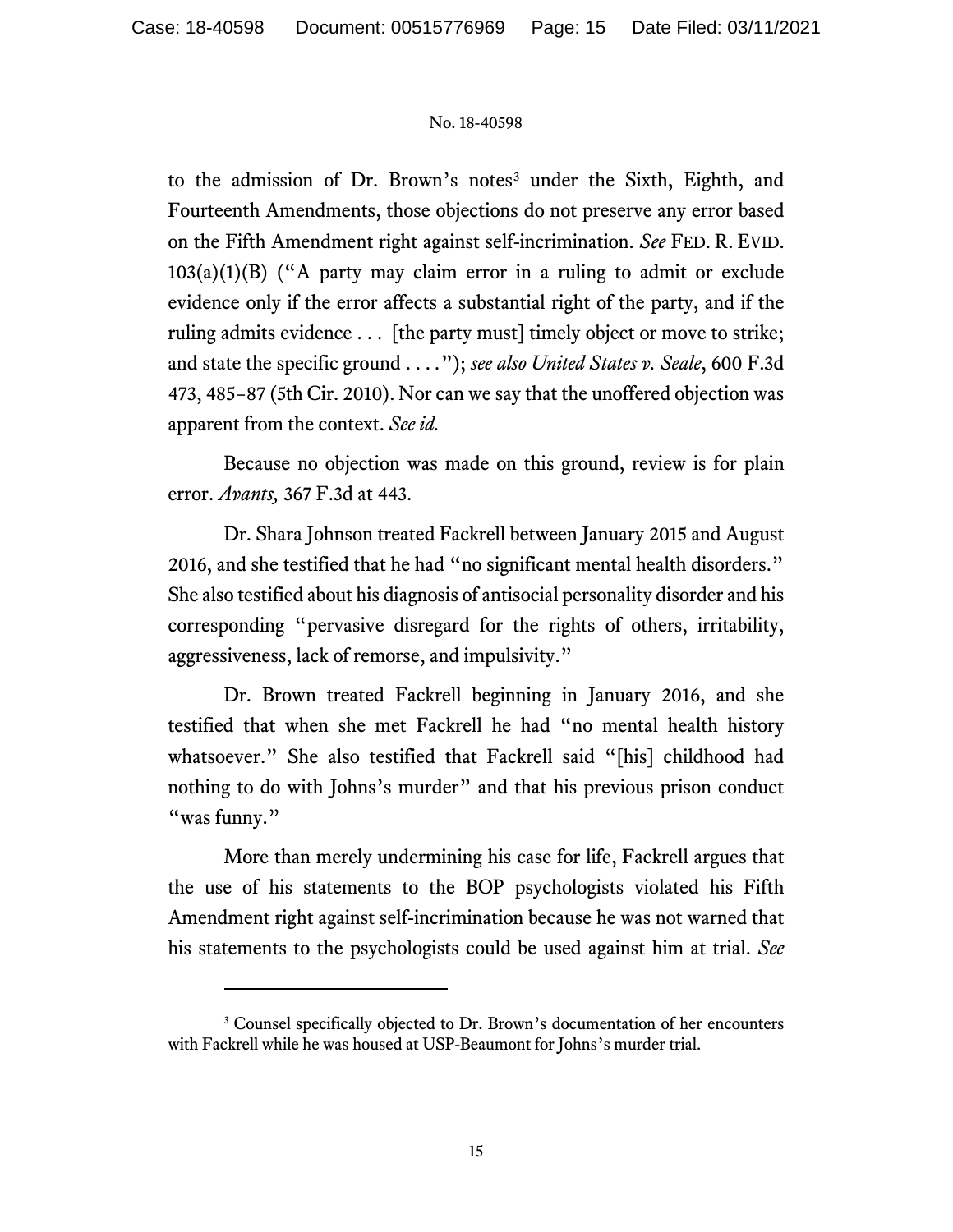to the admission of Dr. Brown's notes[3] under the Sixth, Eighth, and Fourteenth Amendments, those objections do not preserve any error based on the Fifth Amendment right against self-incrimination. *See* FED. R. EVID. 103(a)(1)(B) ("A party may claim error in a ruling to admit or exclude evidence only if the error affects a substantial right of the party, and if the ruling admits evidence . . . [the party must] timely object or move to strike; and state the specific ground . . . ."); *see also United States v. Seale*, 600 F.3d 473, 485–87 (5th Cir. 2010). Nor can we say that the unoffered objection was apparent from the context. *See id.*

Because no objection was made on this ground, review is for plain error. *Avants,* 367 F.3d at 443.

Dr. Shara Johnson treated Fackrell between January 2015 and August 2016, and she testified that he had "no significant mental health disorders." She also testified about his diagnosis of antisocial personality disorder and his corresponding "pervasive disregard for the rights of others, irritability, aggressiveness, lack of remorse, and impulsivity."

Dr. Brown treated Fackrell beginning in January 2016, and she testified that when she met Fackrell he had "no mental health history whatsoever." She also testified that Fackrell said "[his] childhood had nothing to do with Johns's murder" and that his previous prison conduct "was funny."

More than merely undermining his case for life, Fackrell argues that the use of his statements to the BOP psychologists violated his Fifth Amendment right against self-incrimination because he was not warned that his statements to the psychologists could be used against him at trial. *See*

---

[3] Counsel specifically objected to Dr. Brown's documentation of her encounters with Fackrell while he was housed at USP-Beaumont for Johns's murder trial.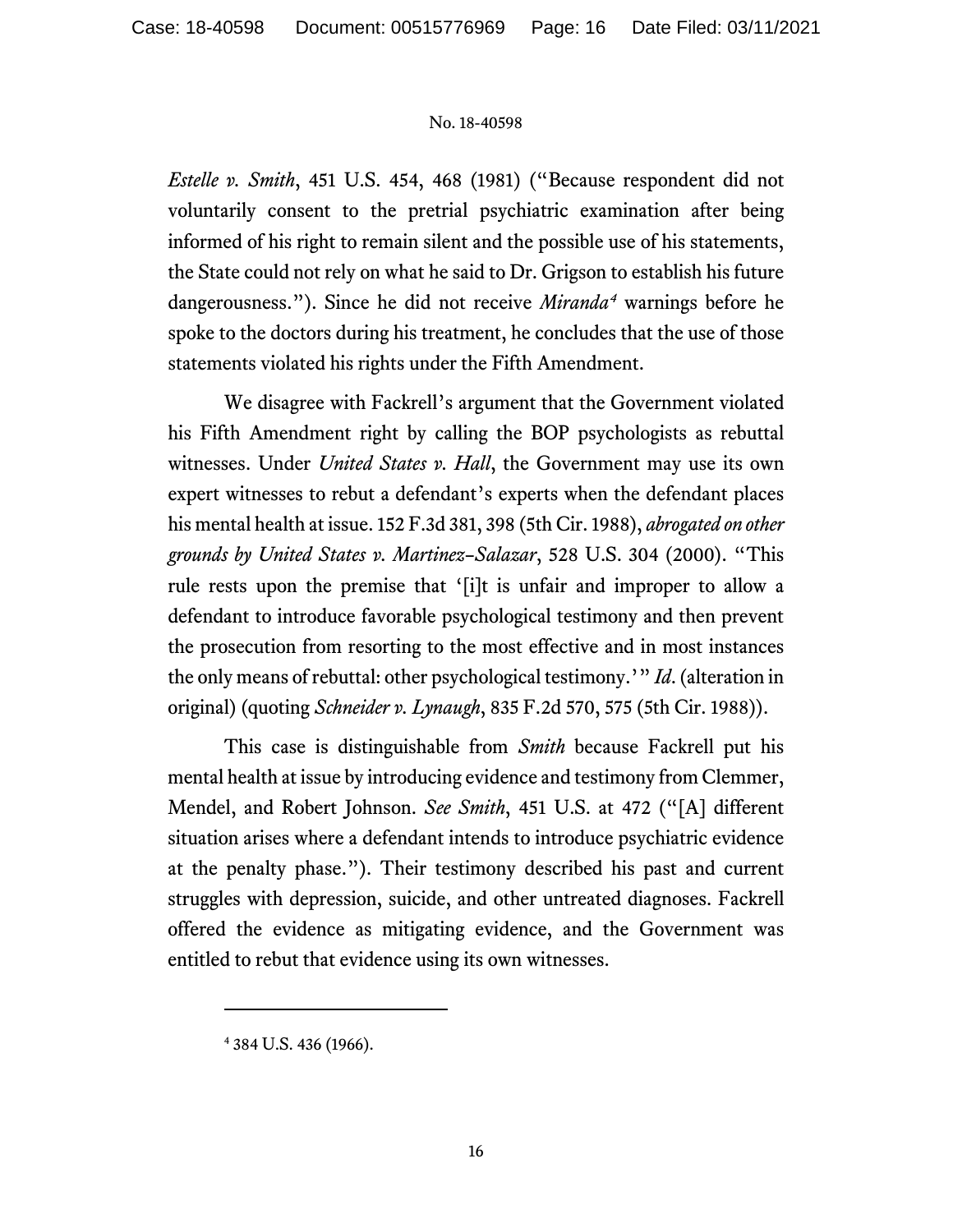*Estelle v. Smith*, 451 U.S. 454, 468 (1981) ("Because respondent did not voluntarily consent to the pretrial psychiatric examination after being informed of his right to remain silent and the possible use of his statements, the State could not rely on what he said to Dr. Grigson to establish his future dangerousness."). Since he did not receive *Miranda*[4] warnings before he spoke to the doctors during his treatment, he concludes that the use of those statements violated his rights under the Fifth Amendment.

We disagree with Fackrell's argument that the Government violated his Fifth Amendment right by calling the BOP psychologists as rebuttal witnesses. Under *United States v. Hall*, the Government may use its own expert witnesses to rebut a defendant's experts when the defendant places his mental health at issue. 152 F.3d 381, 398 (5th Cir. 1988), *abrogated on other grounds by United States v. Martinez-Salazar*, 528 U.S. 304 (2000). "This rule rests upon the premise that '[i]t is unfair and improper to allow a defendant to introduce favorable psychological testimony and then prevent the prosecution from resorting to the most effective and in most instances the only means of rebuttal: other psychological testimony.'" *Id*. (alteration in original) (quoting *Schneider v. Lynaugh*, 835 F.2d 570, 575 (5th Cir. 1988)).

This case is distinguishable from *Smith* because Fackrell put his mental health at issue by introducing evidence and testimony from Clemmer, Mendel, and Robert Johnson. *See Smith*, 451 U.S. at 472 ("[A] different situation arises where a defendant intends to introduce psychiatric evidence at the penalty phase."). Their testimony described his past and current struggles with depression, suicide, and other untreated diagnoses. Fackrell offered the evidence as mitigating evidence, and the Government was entitled to rebut that evidence using its own witnesses.

---

[4] 384 U.S. 436 (1966).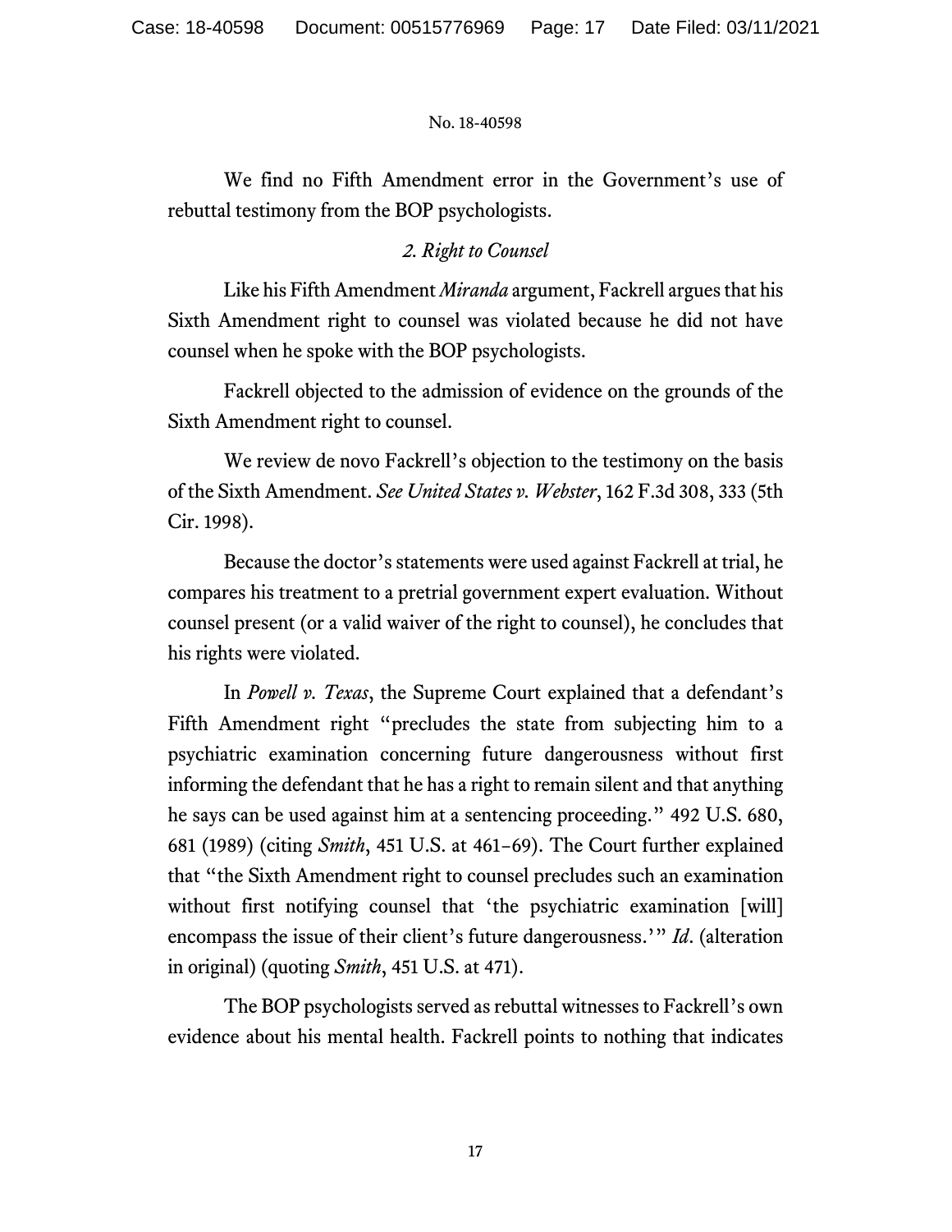We find no Fifth Amendment error in the Government's use of rebuttal testimony from the BOP psychologists.

### *2. Right to Counsel*

Like his Fifth Amendment *Miranda* argument, Fackrell argues that his Sixth Amendment right to counsel was violated because he did not have counsel when he spoke with the BOP psychologists.

Fackrell objected to the admission of evidence on the grounds of the Sixth Amendment right to counsel.

We review de novo Fackrell's objection to the testimony on the basis of the Sixth Amendment. *See United States v. Webster*, 162 F.3d 308, 333 (5th Cir. 1998).

Because the doctor's statements were used against Fackrell at trial, he compares his treatment to a pretrial government expert evaluation. Without counsel present (or a valid waiver of the right to counsel), he concludes that his rights were violated.

In *Powell v. Texas*, the Supreme Court explained that a defendant's Fifth Amendment right "precludes the state from subjecting him to a psychiatric examination concerning future dangerousness without first informing the defendant that he has a right to remain silent and that anything he says can be used against him at a sentencing proceeding." 492 U.S. 680, 681 (1989) (citing *Smith*, 451 U.S. at 461–69). The Court further explained that "the Sixth Amendment right to counsel precludes such an examination without first notifying counsel that 'the psychiatric examination [will] encompass the issue of their client's future dangerousness.'" *Id*. (alteration in original) (quoting *Smith*, 451 U.S. at 471).

The BOP psychologists served as rebuttal witnesses to Fackrell's own evidence about his mental health. Fackrell points to nothing that indicates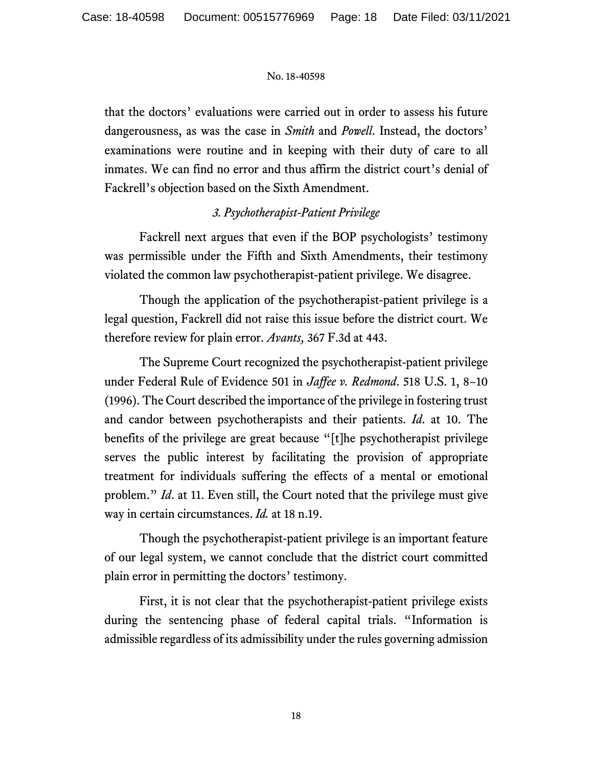that the doctors' evaluations were carried out in order to assess his future dangerousness, as was the case in *Smith* and *Powell*. Instead, the doctors' examinations were routine and in keeping with their duty of care to all inmates. We can find no error and thus affirm the district court's denial of Fackrell's objection based on the Sixth Amendment.

### *3. Psychotherapist-Patient Privilege*

Fackrell next argues that even if the BOP psychologists' testimony was permissible under the Fifth and Sixth Amendments, their testimony violated the common law psychotherapist-patient privilege. We disagree.

Though the application of the psychotherapist-patient privilege is a legal question, Fackrell did not raise this issue before the district court. We therefore review for plain error. *Avants,* 367 F.3d at 443.

The Supreme Court recognized the psychotherapist-patient privilege under Federal Rule of Evidence 501 in *Jaffee v. Redmond*. 518 U.S. 1, 8–10 (1996). The Court described the importance of the privilege in fostering trust and candor between psychotherapists and their patients. *Id*. at 10. The benefits of the privilege are great because "[t]he psychotherapist privilege serves the public interest by facilitating the provision of appropriate treatment for individuals suffering the effects of a mental or emotional problem." *Id*. at 11. Even still, the Court noted that the privilege must give way in certain circumstances. *Id.* at 18 n.19.

Though the psychotherapist-patient privilege is an important feature of our legal system, we cannot conclude that the district court committed plain error in permitting the doctors' testimony.

First, it is not clear that the psychotherapist-patient privilege exists during the sentencing phase of federal capital trials. "Information is admissible regardless of its admissibility under the rules governing admission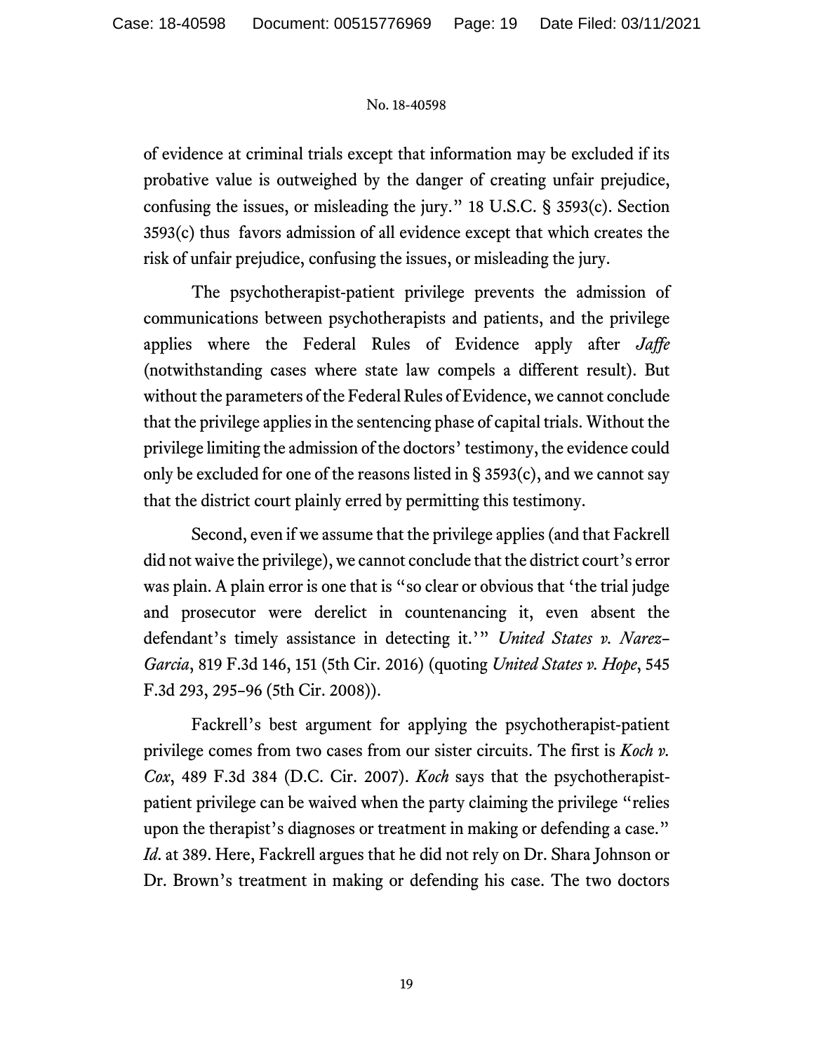of evidence at criminal trials except that information may be excluded if its probative value is outweighed by the danger of creating unfair prejudice, confusing the issues, or misleading the jury." 18 U.S.C. § 3593(c). Section 3593(c) thus favors admission of all evidence except that which creates the risk of unfair prejudice, confusing the issues, or misleading the jury.

The psychotherapist-patient privilege prevents the admission of communications between psychotherapists and patients, and the privilege applies where the Federal Rules of Evidence apply after *Jaffe* (notwithstanding cases where state law compels a different result). But without the parameters of the Federal Rules of Evidence, we cannot conclude that the privilege applies in the sentencing phase of capital trials. Without the privilege limiting the admission of the doctors' testimony, the evidence could only be excluded for one of the reasons listed in § 3593(c), and we cannot say that the district court plainly erred by permitting this testimony.

Second, even if we assume that the privilege applies (and that Fackrell did not waive the privilege), we cannot conclude that the district court's error was plain. A plain error is one that is "so clear or obvious that 'the trial judge and prosecutor were derelict in countenancing it, even absent the defendant's timely assistance in detecting it.'" *United States v. Narez–Garcia*, 819 F.3d 146, 151 (5th Cir. 2016) (quoting *United States v. Hope*, 545 F.3d 293, 295–96 (5th Cir. 2008)).

Fackrell's best argument for applying the psychotherapist-patient privilege comes from two cases from our sister circuits. The first is *Koch v. Cox*, 489 F.3d 384 (D.C. Cir. 2007). *Koch* says that the psychotherapist-patient privilege can be waived when the party claiming the privilege "relies upon the therapist's diagnoses or treatment in making or defending a case." *Id*. at 389. Here, Fackrell argues that he did not rely on Dr. Shara Johnson or Dr. Brown's treatment in making or defending his case. The two doctors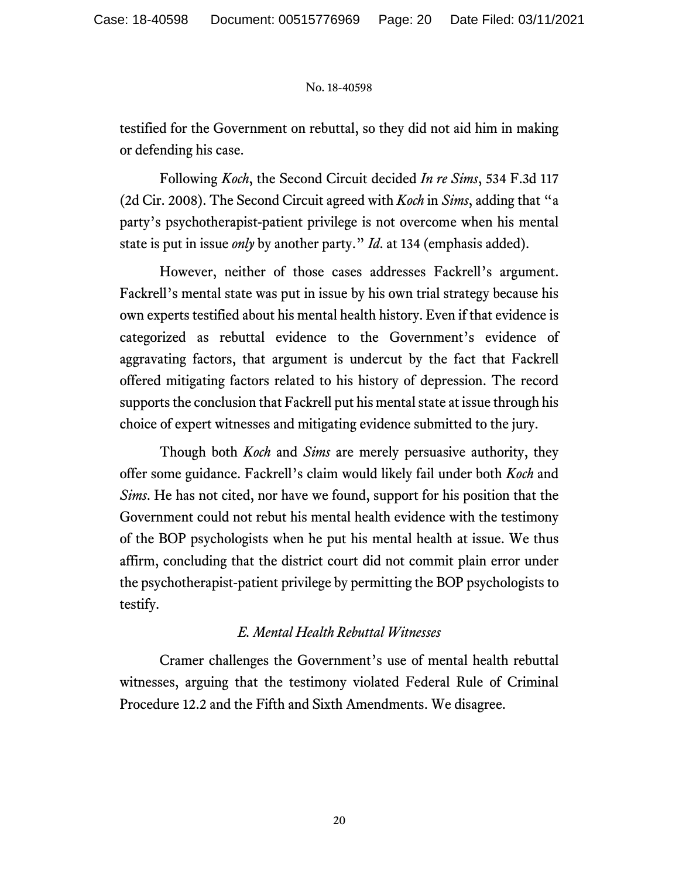testified for the Government on rebuttal, so they did not aid him in making or defending his case.

Following *Koch*, the Second Circuit decided *In re Sims*, 534 F.3d 117 (2d Cir. 2008). The Second Circuit agreed with *Koch* in *Sims*, adding that "a party's psychotherapist-patient privilege is not overcome when his mental state is put in issue *only* by another party." *Id*. at 134 (emphasis added).

However, neither of those cases addresses Fackrell's argument. Fackrell's mental state was put in issue by his own trial strategy because his own experts testified about his mental health history. Even if that evidence is categorized as rebuttal evidence to the Government's evidence of aggravating factors, that argument is undercut by the fact that Fackrell offered mitigating factors related to his history of depression. The record supports the conclusion that Fackrell put his mental state at issue through his choice of expert witnesses and mitigating evidence submitted to the jury.

Though both *Koch* and *Sims* are merely persuasive authority, they offer some guidance. Fackrell's claim would likely fail under both *Koch* and *Sims*. He has not cited, nor have we found, support for his position that the Government could not rebut his mental health evidence with the testimony of the BOP psychologists when he put his mental health at issue. We thus affirm, concluding that the district court did not commit plain error under the psychotherapist-patient privilege by permitting the BOP psychologists to testify.

### *E. Mental Health Rebuttal Witnesses*

Cramer challenges the Government's use of mental health rebuttal witnesses, arguing that the testimony violated Federal Rule of Criminal Procedure 12.2 and the Fifth and Sixth Amendments. We disagree.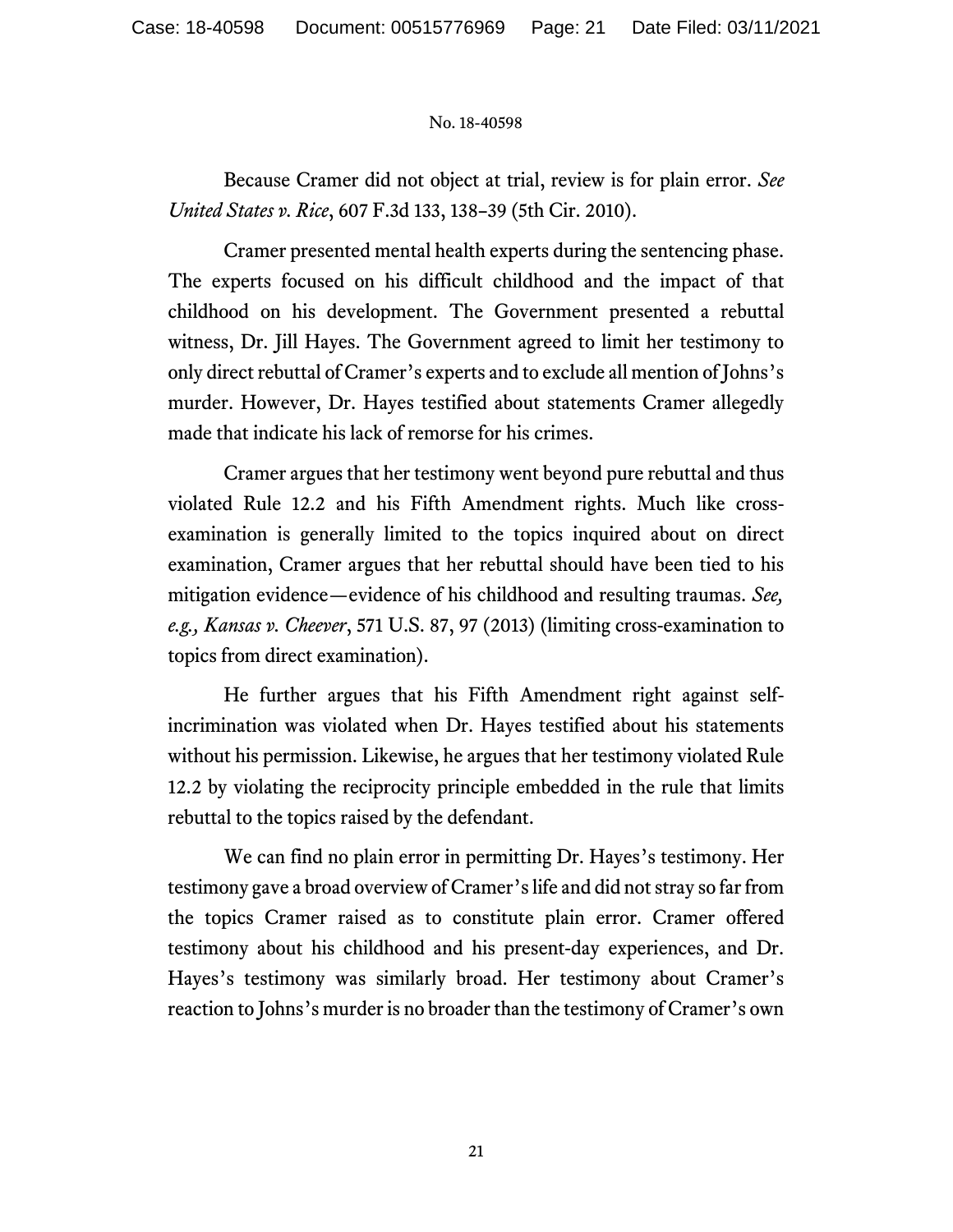Because Cramer did not object at trial, review is for plain error. *See United States v. Rice*, 607 F.3d 133, 138–39 (5th Cir. 2010).

Cramer presented mental health experts during the sentencing phase. The experts focused on his difficult childhood and the impact of that childhood on his development. The Government presented a rebuttal witness, Dr. Jill Hayes. The Government agreed to limit her testimony to only direct rebuttal of Cramer's experts and to exclude all mention of Johns's murder. However, Dr. Hayes testified about statements Cramer allegedly made that indicate his lack of remorse for his crimes.

Cramer argues that her testimony went beyond pure rebuttal and thus violated Rule 12.2 and his Fifth Amendment rights. Much like cross-examination is generally limited to the topics inquired about on direct examination, Cramer argues that her rebuttal should have been tied to his mitigation evidence—evidence of his childhood and resulting traumas. *See, e.g., Kansas v. Cheever*, 571 U.S. 87, 97 (2013) (limiting cross-examination to topics from direct examination).

He further argues that his Fifth Amendment right against self-incrimination was violated when Dr. Hayes testified about his statements without his permission. Likewise, he argues that her testimony violated Rule 12.2 by violating the reciprocity principle embedded in the rule that limits rebuttal to the topics raised by the defendant.

We can find no plain error in permitting Dr. Hayes's testimony. Her testimony gave a broad overview of Cramer's life and did not stray so far from the topics Cramer raised as to constitute plain error. Cramer offered testimony about his childhood and his present-day experiences, and Dr. Hayes's testimony was similarly broad. Her testimony about Cramer's reaction to Johns's murder is no broader than the testimony of Cramer's own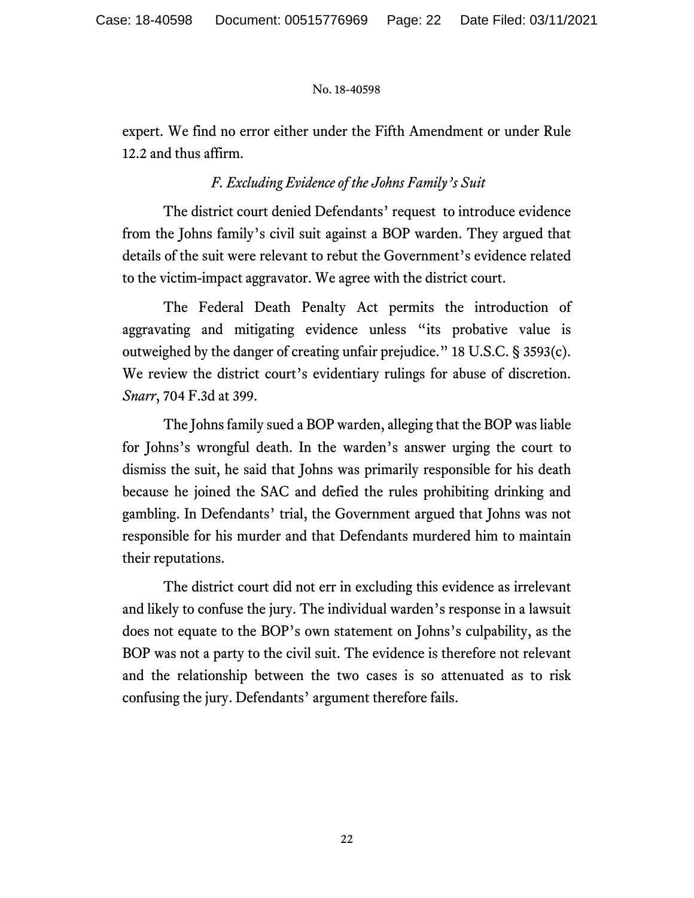expert. We find no error either under the Fifth Amendment or under Rule 12.2 and thus affirm.

### *F. Excluding Evidence of the Johns Family's Suit*

The district court denied Defendants' request to introduce evidence from the Johns family's civil suit against a BOP warden. They argued that details of the suit were relevant to rebut the Government's evidence related to the victim-impact aggravator. We agree with the district court.

The Federal Death Penalty Act permits the introduction of aggravating and mitigating evidence unless "its probative value is outweighed by the danger of creating unfair prejudice." 18 U.S.C. § 3593(c). We review the district court's evidentiary rulings for abuse of discretion. *Snarr*, 704 F.3d at 399.

The Johns family sued a BOP warden, alleging that the BOP was liable for Johns's wrongful death. In the warden's answer urging the court to dismiss the suit, he said that Johns was primarily responsible for his death because he joined the SAC and defied the rules prohibiting drinking and gambling. In Defendants' trial, the Government argued that Johns was not responsible for his murder and that Defendants murdered him to maintain their reputations.

The district court did not err in excluding this evidence as irrelevant and likely to confuse the jury. The individual warden's response in a lawsuit does not equate to the BOP's own statement on Johns's culpability, as the BOP was not a party to the civil suit. The evidence is therefore not relevant and the relationship between the two cases is so attenuated as to risk confusing the jury. Defendants' argument therefore fails.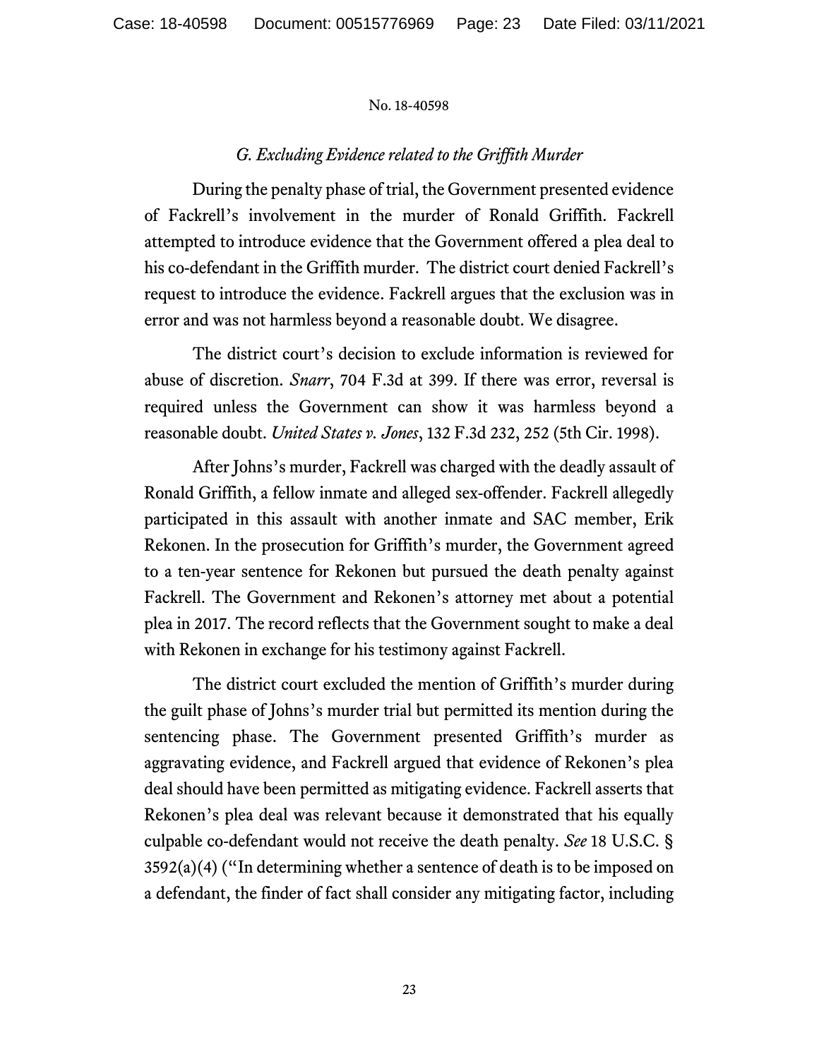### *G. Excluding Evidence related to the Griffith Murder*

During the penalty phase of trial, the Government presented evidence of Fackrell's involvement in the murder of Ronald Griffith. Fackrell attempted to introduce evidence that the Government offered a plea deal to his co-defendant in the Griffith murder. The district court denied Fackrell's request to introduce the evidence. Fackrell argues that the exclusion was in error and was not harmless beyond a reasonable doubt. We disagree.

The district court's decision to exclude information is reviewed for abuse of discretion. *Snarr*, 704 F.3d at 399. If there was error, reversal is required unless the Government can show it was harmless beyond a reasonable doubt. *United States v. Jones*, 132 F.3d 232, 252 (5th Cir. 1998).

After Johns's murder, Fackrell was charged with the deadly assault of Ronald Griffith, a fellow inmate and alleged sex-offender. Fackrell allegedly participated in this assault with another inmate and SAC member, Erik Rekonen. In the prosecution for Griffith's murder, the Government agreed to a ten-year sentence for Rekonen but pursued the death penalty against Fackrell. The Government and Rekonen's attorney met about a potential plea in 2017. The record reflects that the Government sought to make a deal with Rekonen in exchange for his testimony against Fackrell.

The district court excluded the mention of Griffith's murder during the guilt phase of Johns's murder trial but permitted its mention during the sentencing phase. The Government presented Griffith's murder as aggravating evidence, and Fackrell argued that evidence of Rekonen's plea deal should have been permitted as mitigating evidence. Fackrell asserts that Rekonen's plea deal was relevant because it demonstrated that his equally culpable co-defendant would not receive the death penalty. *See* 18 U.S.C. § 3592(a)(4) ("In determining whether a sentence of death is to be imposed on a defendant, the finder of fact shall consider any mitigating factor, including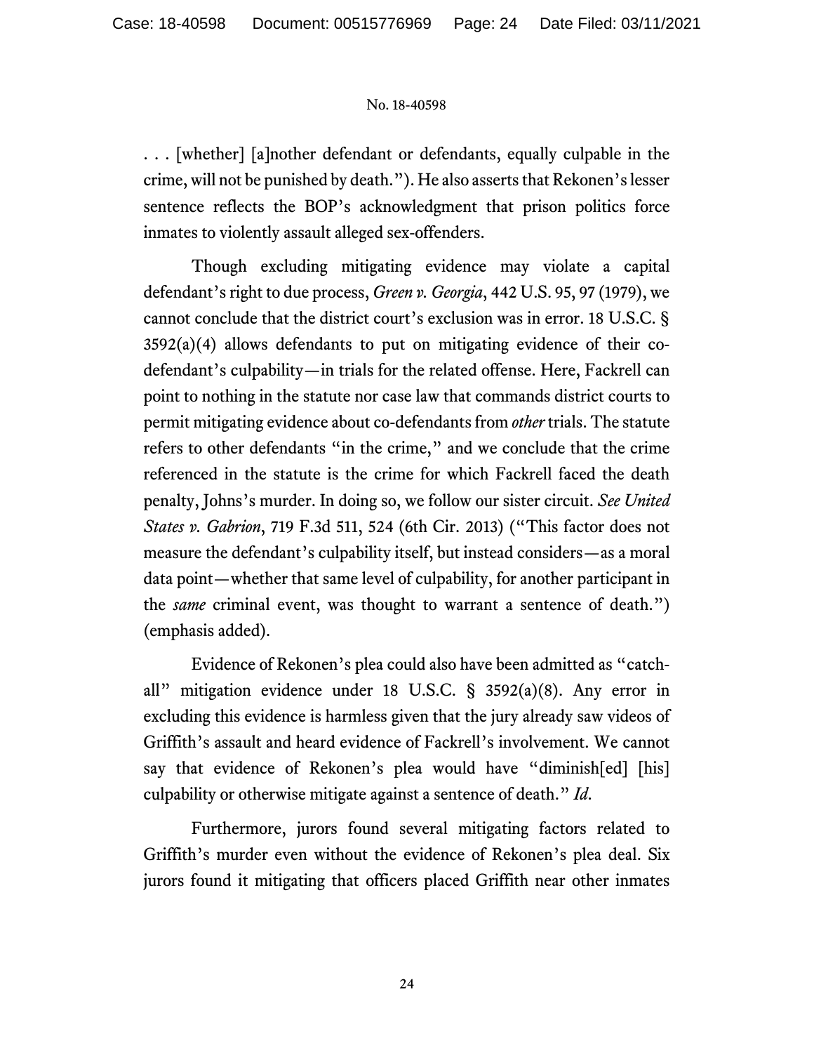. . . [whether] [a]nother defendant or defendants, equally culpable in the crime, will not be punished by death."). He also asserts that Rekonen's lesser sentence reflects the BOP's acknowledgment that prison politics force inmates to violently assault alleged sex-offenders.

Though excluding mitigating evidence may violate a capital defendant's right to due process, *Green v. Georgia*, 442 U.S. 95, 97 (1979), we cannot conclude that the district court's exclusion was in error. 18 U.S.C. § 3592(a)(4) allows defendants to put on mitigating evidence of their co-defendant's culpability—in trials for the related offense. Here, Fackrell can point to nothing in the statute nor case law that commands district courts to permit mitigating evidence about co-defendants from *other* trials. The statute refers to other defendants "in the crime," and we conclude that the crime referenced in the statute is the crime for which Fackrell faced the death penalty, Johns's murder. In doing so, we follow our sister circuit. *See United States v. Gabrion*, 719 F.3d 511, 524 (6th Cir. 2013) ("This factor does not measure the defendant's culpability itself, but instead considers—as a moral data point—whether that same level of culpability, for another participant in the *same* criminal event, was thought to warrant a sentence of death.") (emphasis added).

Evidence of Rekonen's plea could also have been admitted as "catch-all" mitigation evidence under 18 U.S.C. § 3592(a)(8). Any error in excluding this evidence is harmless given that the jury already saw videos of Griffith's assault and heard evidence of Fackrell's involvement. We cannot say that evidence of Rekonen's plea would have "diminish[ed] [his] culpability or otherwise mitigate against a sentence of death." *Id*.

Furthermore, jurors found several mitigating factors related to Griffith's murder even without the evidence of Rekonen's plea deal. Six jurors found it mitigating that officers placed Griffith near other inmates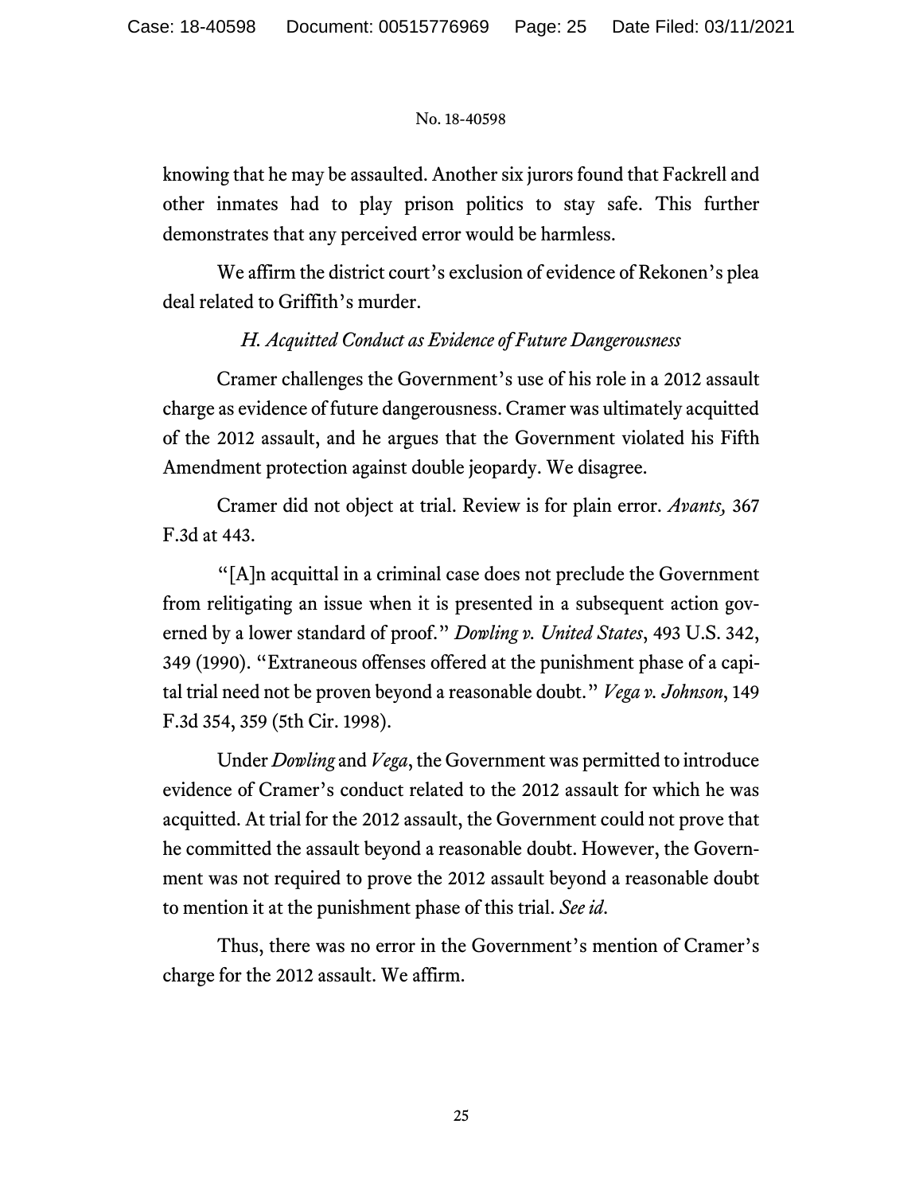knowing that he may be assaulted. Another six jurors found that Fackrell and other inmates had to play prison politics to stay safe. This further demonstrates that any perceived error would be harmless.

We affirm the district court's exclusion of evidence of Rekonen's plea deal related to Griffith's murder.

### *H. Acquitted Conduct as Evidence of Future Dangerousness*

Cramer challenges the Government's use of his role in a 2012 assault charge as evidence of future dangerousness. Cramer was ultimately acquitted of the 2012 assault, and he argues that the Government violated his Fifth Amendment protection against double jeopardy. We disagree.

Cramer did not object at trial. Review is for plain error. *Avants,* 367 F.3d at 443.

"[A]n acquittal in a criminal case does not preclude the Government from relitigating an issue when it is presented in a subsequent action governed by a lower standard of proof." *Dowling v. United States*, 493 U.S. 342, 349 (1990). "Extraneous offenses offered at the punishment phase of a capital trial need not be proven beyond a reasonable doubt." *Vega v. Johnson*, 149 F.3d 354, 359 (5th Cir. 1998).

Under *Dowling* and *Vega*, the Government was permitted to introduce evidence of Cramer's conduct related to the 2012 assault for which he was acquitted. At trial for the 2012 assault, the Government could not prove that he committed the assault beyond a reasonable doubt. However, the Government was not required to prove the 2012 assault beyond a reasonable doubt to mention it at the punishment phase of this trial. *See id*.

Thus, there was no error in the Government's mention of Cramer's charge for the 2012 assault. We affirm.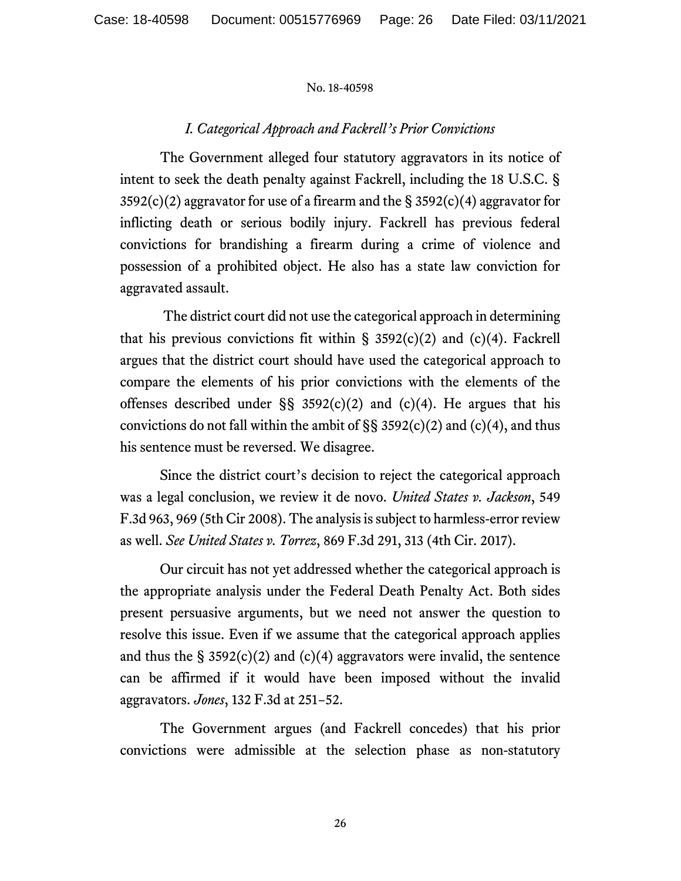No. 18-40598

### *I. Categorical Approach and Fackrell's Prior Convictions*

The Government alleged four statutory aggravators in its notice of intent to seek the death penalty against Fackrell, including the 18 U.S.C. § 3592(c)(2) aggravator for use of a firearm and the § 3592(c)(4) aggravator for inflicting death or serious bodily injury. Fackrell has previous federal convictions for brandishing a firearm during a crime of violence and possession of a prohibited object. He also has a state law conviction for aggravated assault.

The district court did not use the categorical approach in determining that his previous convictions fit within § 3592(c)(2) and (c)(4). Fackrell argues that the district court should have used the categorical approach to compare the elements of his prior convictions with the elements of the offenses described under §§ 3592(c)(2) and (c)(4). He argues that his convictions do not fall within the ambit of §§ 3592(c)(2) and (c)(4), and thus his sentence must be reversed. We disagree.

Since the district court's decision to reject the categorical approach was a legal conclusion, we review it de novo. *United States v. Jackson*, 549 F.3d 963, 969 (5th Cir 2008). The analysis is subject to harmless-error review as well. *See United States v. Torrez*, 869 F.3d 291, 313 (4th Cir. 2017).

Our circuit has not yet addressed whether the categorical approach is the appropriate analysis under the Federal Death Penalty Act. Both sides present persuasive arguments, but we need not answer the question to resolve this issue. Even if we assume that the categorical approach applies and thus the § 3592(c)(2) and (c)(4) aggravators were invalid, the sentence can be affirmed if it would have been imposed without the invalid aggravators. *Jones*, 132 F.3d at 251–52.

The Government argues (and Fackrell concedes) that his prior convictions were admissible at the selection phase as non-statutory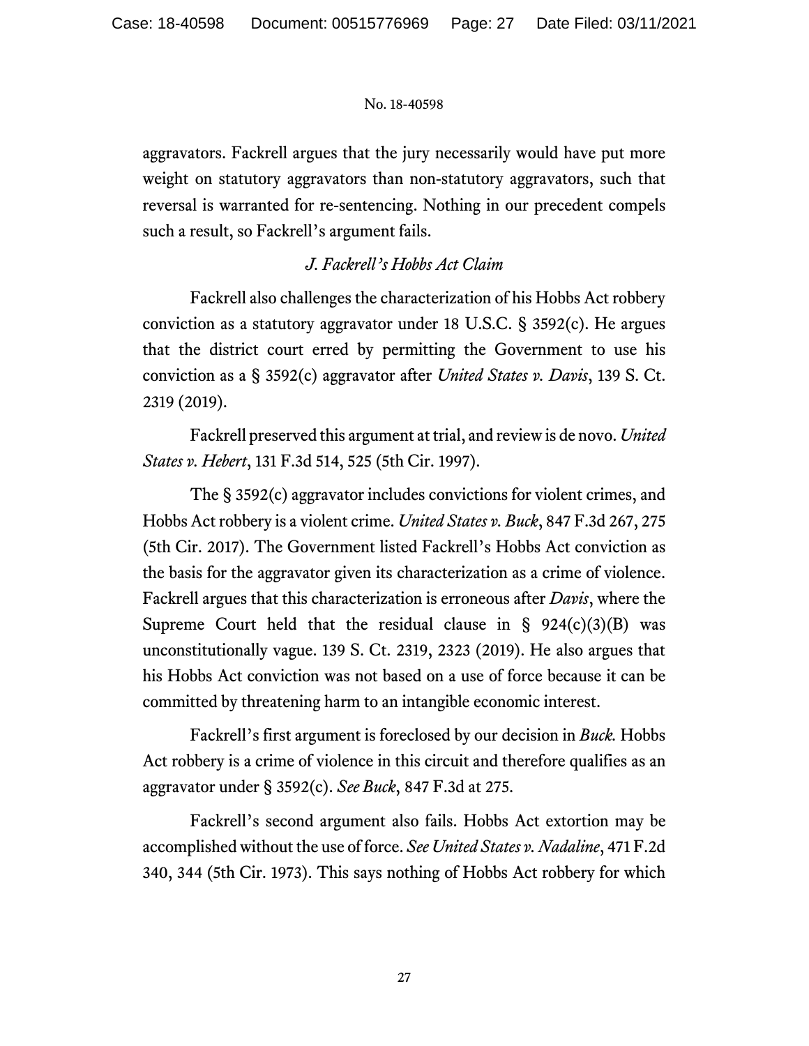aggravators. Fackrell argues that the jury necessarily would have put more weight on statutory aggravators than non-statutory aggravators, such that reversal is warranted for re-sentencing. Nothing in our precedent compels such a result, so Fackrell's argument fails.

### *J. Fackrell's Hobbs Act Claim*

Fackrell also challenges the characterization of his Hobbs Act robbery conviction as a statutory aggravator under 18 U.S.C. § 3592(c). He argues that the district court erred by permitting the Government to use his conviction as a § 3592(c) aggravator after *United States v. Davis*, 139 S. Ct. 2319 (2019).

Fackrell preserved this argument at trial, and review is de novo. *United States v. Hebert*, 131 F.3d 514, 525 (5th Cir. 1997).

The § 3592(c) aggravator includes convictions for violent crimes, and Hobbs Act robbery is a violent crime. *United States v. Buck*, 847 F.3d 267, 275 (5th Cir. 2017). The Government listed Fackrell's Hobbs Act conviction as the basis for the aggravator given its characterization as a crime of violence. Fackrell argues that this characterization is erroneous after *Davis*, where the Supreme Court held that the residual clause in § 924(c)(3)(B) was unconstitutionally vague. 139 S. Ct. 2319, 2323 (2019). He also argues that his Hobbs Act conviction was not based on a use of force because it can be committed by threatening harm to an intangible economic interest.

Fackrell's first argument is foreclosed by our decision in *Buck.* Hobbs Act robbery is a crime of violence in this circuit and therefore qualifies as an aggravator under § 3592(c). *See Buck*, 847 F.3d at 275.

Fackrell's second argument also fails. Hobbs Act extortion may be accomplished without the use of force. *See United States v. Nadaline*, 471 F.2d 340, 344 (5th Cir. 1973). This says nothing of Hobbs Act robbery for which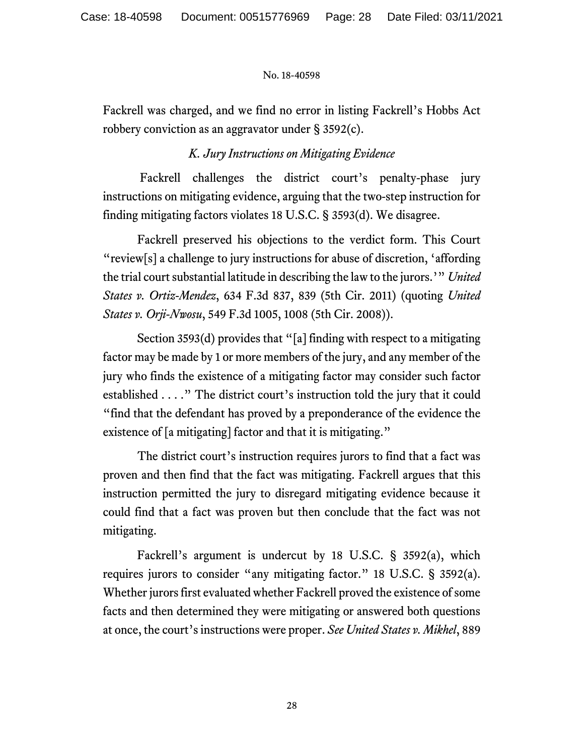Fackrell was charged, and we find no error in listing Fackrell's Hobbs Act robbery conviction as an aggravator under § 3592(c).

### *K. Jury Instructions on Mitigating Evidence*

Fackrell challenges the district court's penalty-phase jury instructions on mitigating evidence, arguing that the two-step instruction for finding mitigating factors violates 18 U.S.C. § 3593(d). We disagree.

Fackrell preserved his objections to the verdict form. This Court "review[s] a challenge to jury instructions for abuse of discretion, 'affording the trial court substantial latitude in describing the law to the jurors.'" *United States v. Ortiz-Mendez*, 634 F.3d 837, 839 (5th Cir. 2011) (quoting *United States v. Orji-Nwosu*, 549 F.3d 1005, 1008 (5th Cir. 2008)).

Section 3593(d) provides that "[a] finding with respect to a mitigating factor may be made by 1 or more members of the jury, and any member of the jury who finds the existence of a mitigating factor may consider such factor established . . . ." The district court's instruction told the jury that it could "find that the defendant has proved by a preponderance of the evidence the existence of [a mitigating] factor and that it is mitigating."

The district court's instruction requires jurors to find that a fact was proven and then find that the fact was mitigating. Fackrell argues that this instruction permitted the jury to disregard mitigating evidence because it could find that a fact was proven but then conclude that the fact was not mitigating.

Fackrell's argument is undercut by 18 U.S.C. § 3592(a), which requires jurors to consider "any mitigating factor." 18 U.S.C. § 3592(a). Whether jurors first evaluated whether Fackrell proved the existence of some facts and then determined they were mitigating or answered both questions at once, the court's instructions were proper. *See United States v. Mikhel*, 889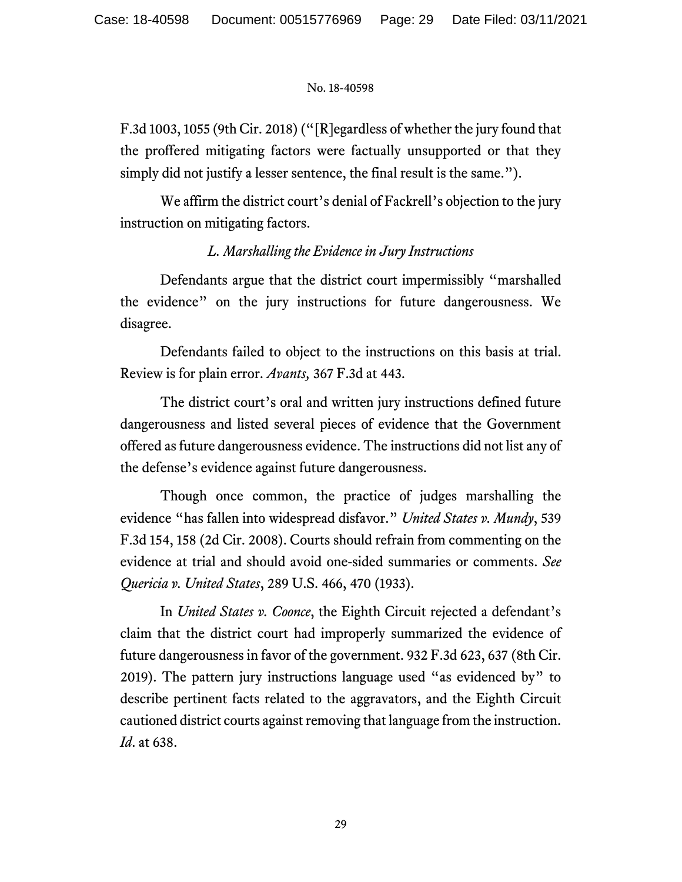F.3d 1003, 1055 (9th Cir. 2018) ("[R]egardless of whether the jury found that the proffered mitigating factors were factually unsupported or that they simply did not justify a lesser sentence, the final result is the same.").

We affirm the district court's denial of Fackrell's objection to the jury instruction on mitigating factors.

### *L. Marshalling the Evidence in Jury Instructions*

Defendants argue that the district court impermissibly "marshalled the evidence" on the jury instructions for future dangerousness. We disagree.

Defendants failed to object to the instructions on this basis at trial. Review is for plain error. *Avants,* 367 F.3d at 443.

The district court's oral and written jury instructions defined future dangerousness and listed several pieces of evidence that the Government offered as future dangerousness evidence. The instructions did not list any of the defense's evidence against future dangerousness.

Though once common, the practice of judges marshalling the evidence "has fallen into widespread disfavor." *United States v. Mundy*, 539 F.3d 154, 158 (2d Cir. 2008). Courts should refrain from commenting on the evidence at trial and should avoid one-sided summaries or comments. *See Quericia v. United States*, 289 U.S. 466, 470 (1933).

In *United States v. Coonce*, the Eighth Circuit rejected a defendant's claim that the district court had improperly summarized the evidence of future dangerousness in favor of the government. 932 F.3d 623, 637 (8th Cir. 2019). The pattern jury instructions language used "as evidenced by" to describe pertinent facts related to the aggravators, and the Eighth Circuit cautioned district courts against removing that language from the instruction. *Id*. at 638.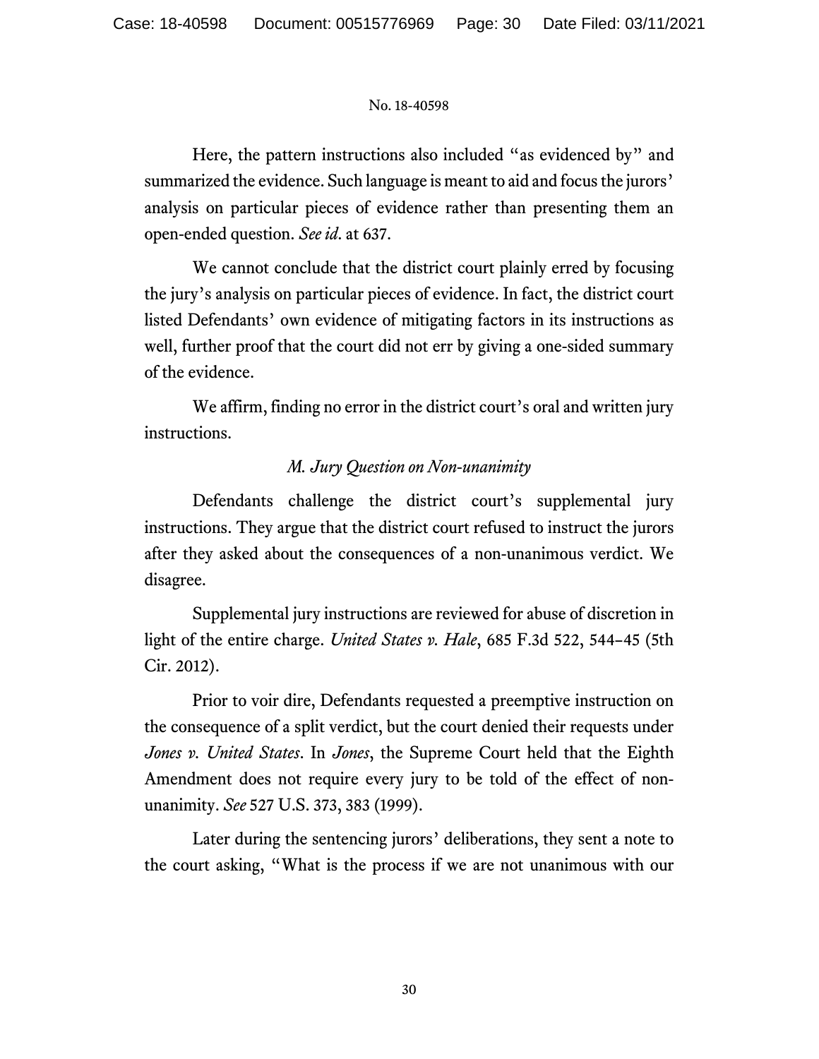Here, the pattern instructions also included "as evidenced by" and summarized the evidence. Such language is meant to aid and focus the jurors' analysis on particular pieces of evidence rather than presenting them an open-ended question. *See id*. at 637.

We cannot conclude that the district court plainly erred by focusing the jury's analysis on particular pieces of evidence. In fact, the district court listed Defendants' own evidence of mitigating factors in its instructions as well, further proof that the court did not err by giving a one-sided summary of the evidence.

We affirm, finding no error in the district court's oral and written jury instructions.

### *M. Jury Question on Non-unanimity*

Defendants challenge the district court's supplemental jury instructions. They argue that the district court refused to instruct the jurors after they asked about the consequences of a non-unanimous verdict. We disagree.

Supplemental jury instructions are reviewed for abuse of discretion in light of the entire charge. *United States v. Hale*, 685 F.3d 522, 544–45 (5th Cir. 2012).

Prior to voir dire, Defendants requested a preemptive instruction on the consequence of a split verdict, but the court denied their requests under *Jones v. United States*. In *Jones*, the Supreme Court held that the Eighth Amendment does not require every jury to be told of the effect of non-unanimity. *See* 527 U.S. 373, 383 (1999).

Later during the sentencing jurors' deliberations, they sent a note to the court asking, "What is the process if we are not unanimous with our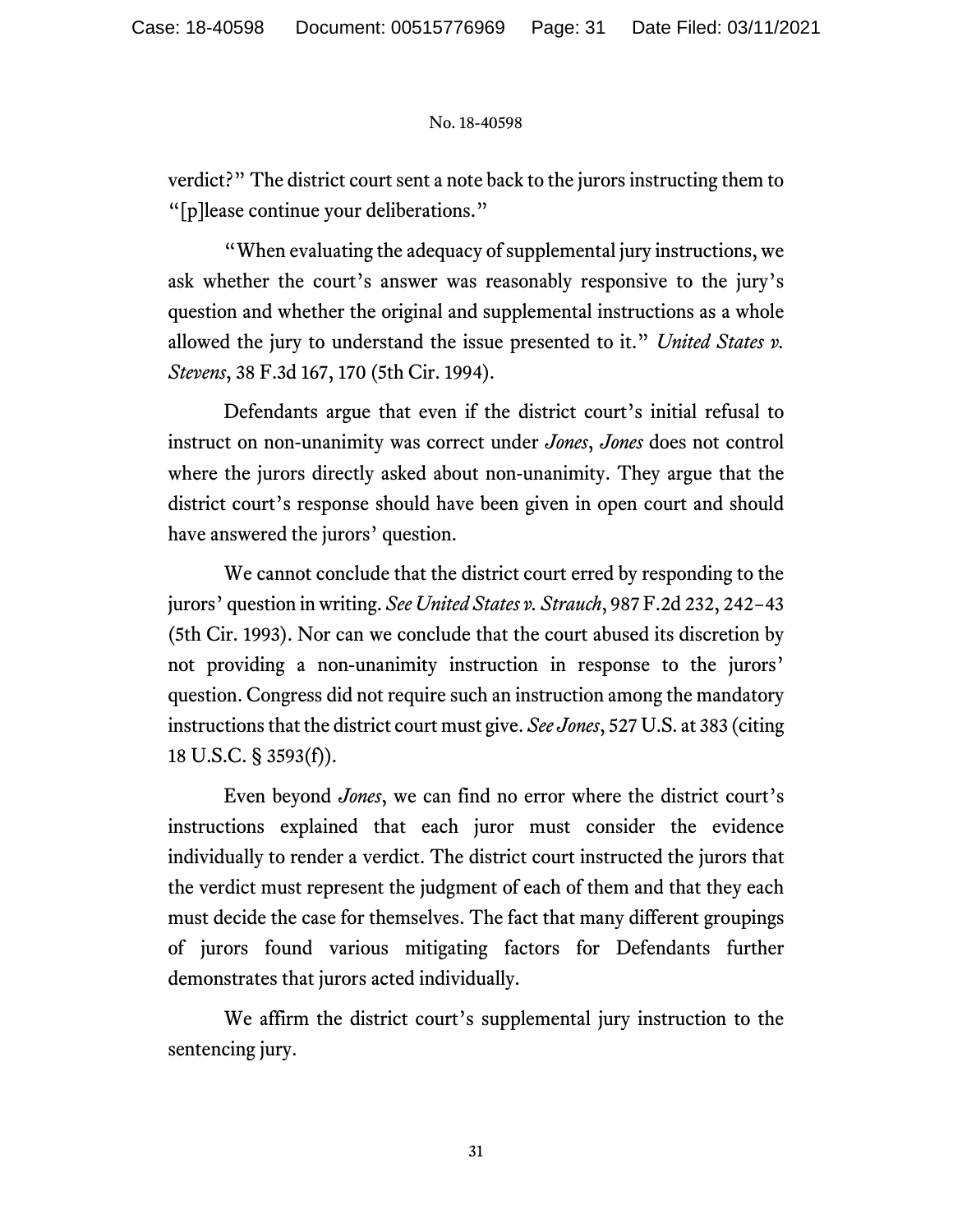verdict?" The district court sent a note back to the jurors instructing them to "[p]lease continue your deliberations."

"When evaluating the adequacy of supplemental jury instructions, we ask whether the court's answer was reasonably responsive to the jury's question and whether the original and supplemental instructions as a whole allowed the jury to understand the issue presented to it." *United States v. Stevens*, 38 F.3d 167, 170 (5th Cir. 1994).

Defendants argue that even if the district court's initial refusal to instruct on non-unanimity was correct under *Jones*, *Jones* does not control where the jurors directly asked about non-unanimity. They argue that the district court's response should have been given in open court and should have answered the jurors' question.

We cannot conclude that the district court erred by responding to the jurors' question in writing. *See United States v. Strauch*, 987 F.2d 232, 242–43 (5th Cir. 1993). Nor can we conclude that the court abused its discretion by not providing a non-unanimity instruction in response to the jurors' question. Congress did not require such an instruction among the mandatory instructions that the district court must give. *See Jones*, 527 U.S. at 383 (citing 18 U.S.C. § 3593(f)).

Even beyond *Jones*, we can find no error where the district court's instructions explained that each juror must consider the evidence individually to render a verdict. The district court instructed the jurors that the verdict must represent the judgment of each of them and that they each must decide the case for themselves. The fact that many different groupings of jurors found various mitigating factors for Defendants further demonstrates that jurors acted individually.

We affirm the district court's supplemental jury instruction to the sentencing jury.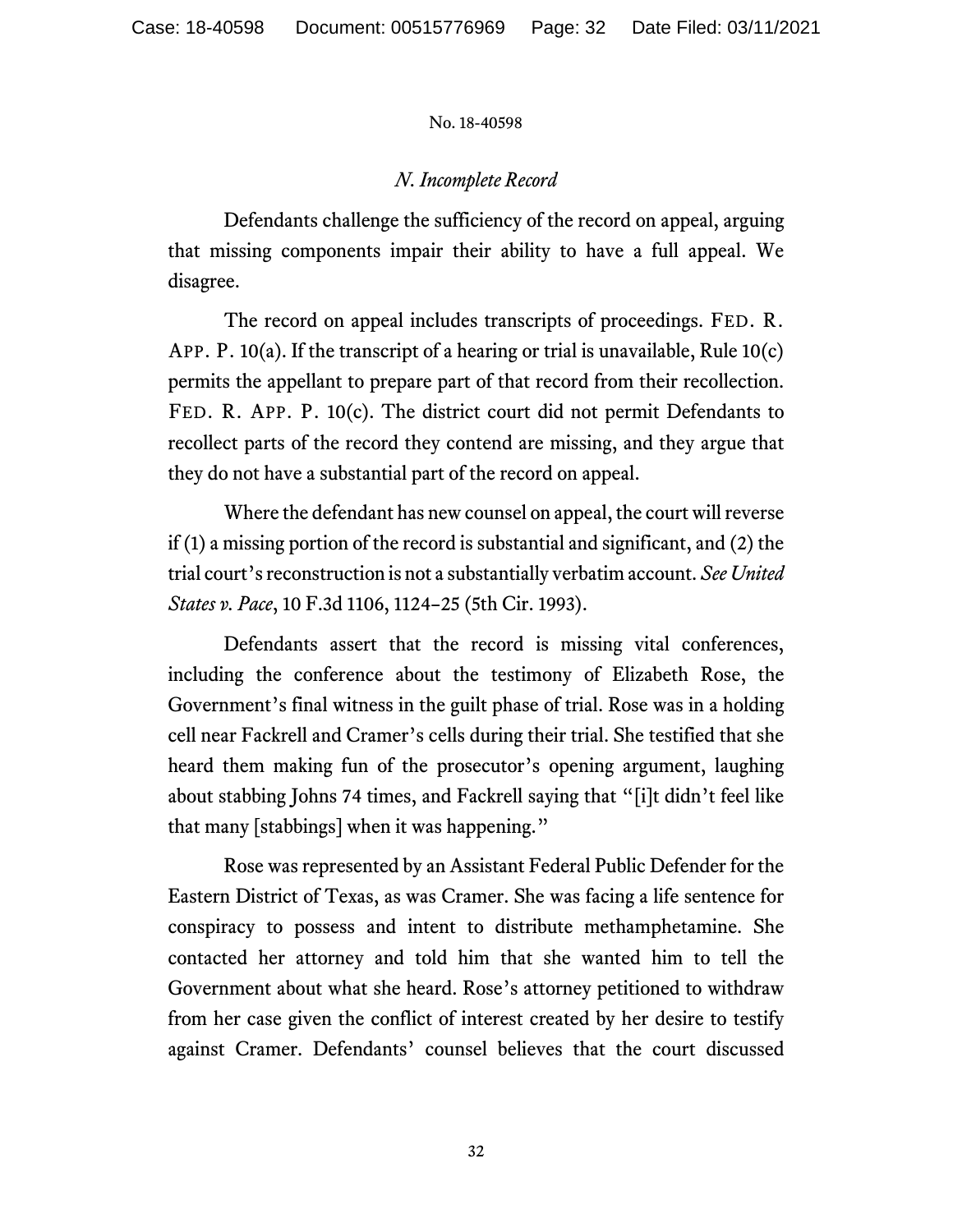### *N. Incomplete Record*

Defendants challenge the sufficiency of the record on appeal, arguing that missing components impair their ability to have a full appeal. We disagree.

The record on appeal includes transcripts of proceedings. FED. R. APP. P. 10(a). If the transcript of a hearing or trial is unavailable, Rule 10(c) permits the appellant to prepare part of that record from their recollection. FED. R. APP. P. 10(c). The district court did not permit Defendants to recollect parts of the record they contend are missing, and they argue that they do not have a substantial part of the record on appeal.

Where the defendant has new counsel on appeal, the court will reverse if (1) a missing portion of the record is substantial and significant, and (2) the trial court's reconstruction is not a substantially verbatim account. *See United States v. Pace*, 10 F.3d 1106, 1124–25 (5th Cir. 1993).

Defendants assert that the record is missing vital conferences, including the conference about the testimony of Elizabeth Rose, the Government's final witness in the guilt phase of trial. Rose was in a holding cell near Fackrell and Cramer's cells during their trial. She testified that she heard them making fun of the prosecutor's opening argument, laughing about stabbing Johns 74 times, and Fackrell saying that "[i]t didn't feel like that many [stabbings] when it was happening."

Rose was represented by an Assistant Federal Public Defender for the Eastern District of Texas, as was Cramer. She was facing a life sentence for conspiracy to possess and intent to distribute methamphetamine. She contacted her attorney and told him that she wanted him to tell the Government about what she heard. Rose's attorney petitioned to withdraw from her case given the conflict of interest created by her desire to testify against Cramer. Defendants' counsel believes that the court discussed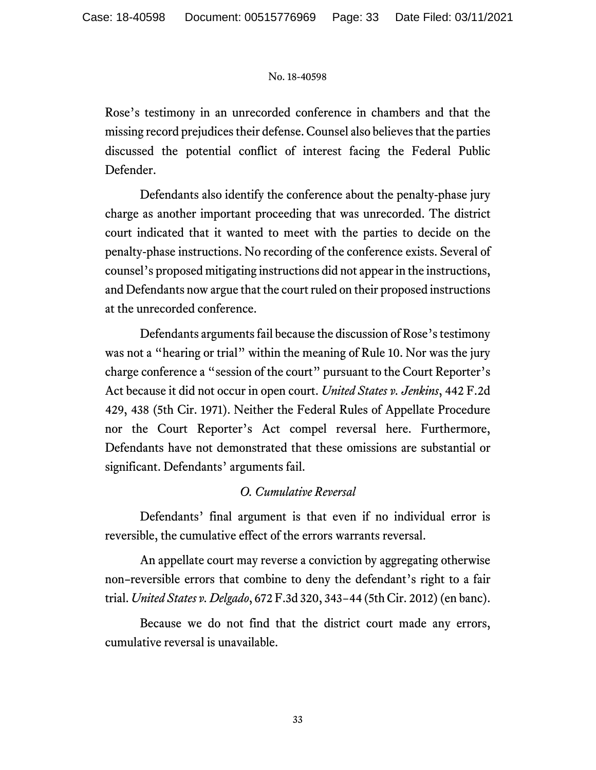Rose's testimony in an unrecorded conference in chambers and that the missing record prejudices their defense. Counsel also believes that the parties discussed the potential conflict of interest facing the Federal Public Defender.

Defendants also identify the conference about the penalty-phase jury charge as another important proceeding that was unrecorded. The district court indicated that it wanted to meet with the parties to decide on the penalty-phase instructions. No recording of the conference exists. Several of counsel's proposed mitigating instructions did not appear in the instructions, and Defendants now argue that the court ruled on their proposed instructions at the unrecorded conference.

Defendants arguments fail because the discussion of Rose's testimony was not a "hearing or trial" within the meaning of Rule 10. Nor was the jury charge conference a "session of the court" pursuant to the Court Reporter's Act because it did not occur in open court. *United States v. Jenkins*, 442 F.2d 429, 438 (5th Cir. 1971). Neither the Federal Rules of Appellate Procedure nor the Court Reporter's Act compel reversal here. Furthermore, Defendants have not demonstrated that these omissions are substantial or significant. Defendants' arguments fail.

### *O. Cumulative Reversal*

Defendants' final argument is that even if no individual error is reversible, the cumulative effect of the errors warrants reversal.

An appellate court may reverse a conviction by aggregating otherwise non–reversible errors that combine to deny the defendant's right to a fair trial. *United States v. Delgado*, 672 F.3d 320, 343–44 (5th Cir. 2012) (en banc).

Because we do not find that the district court made any errors, cumulative reversal is unavailable.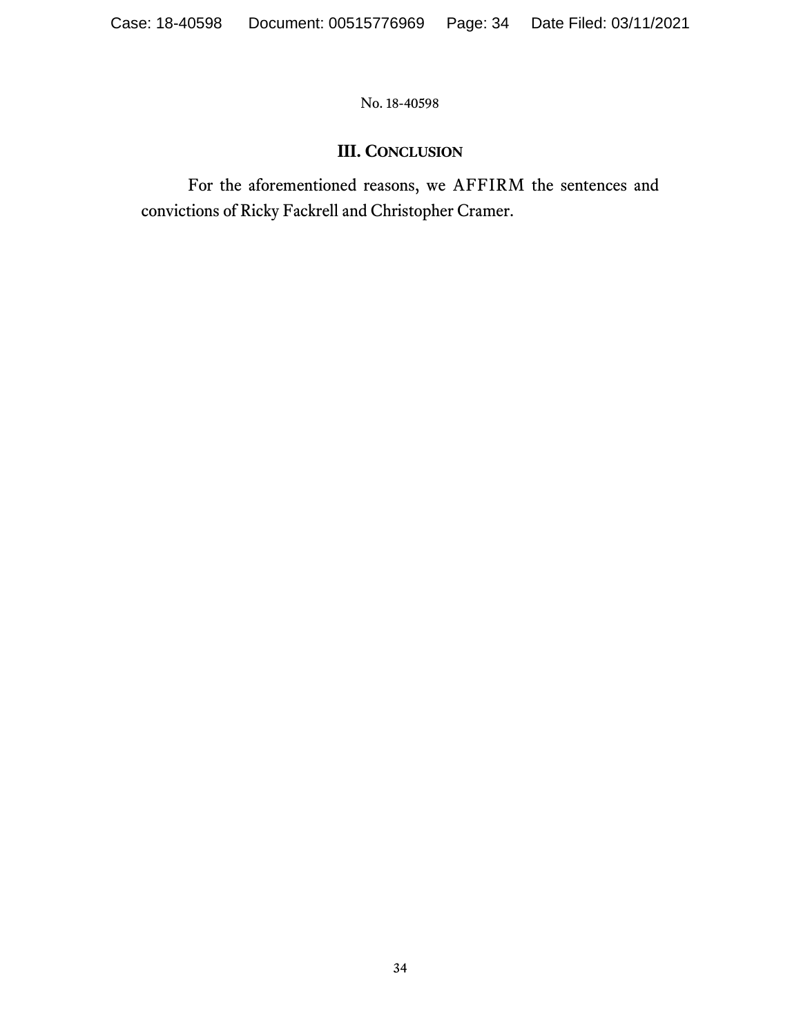## III. Conclusion

For the aforementioned reasons, we AFFIRM the sentences and convictions of Ricky Fackrell and Christopher Cramer.